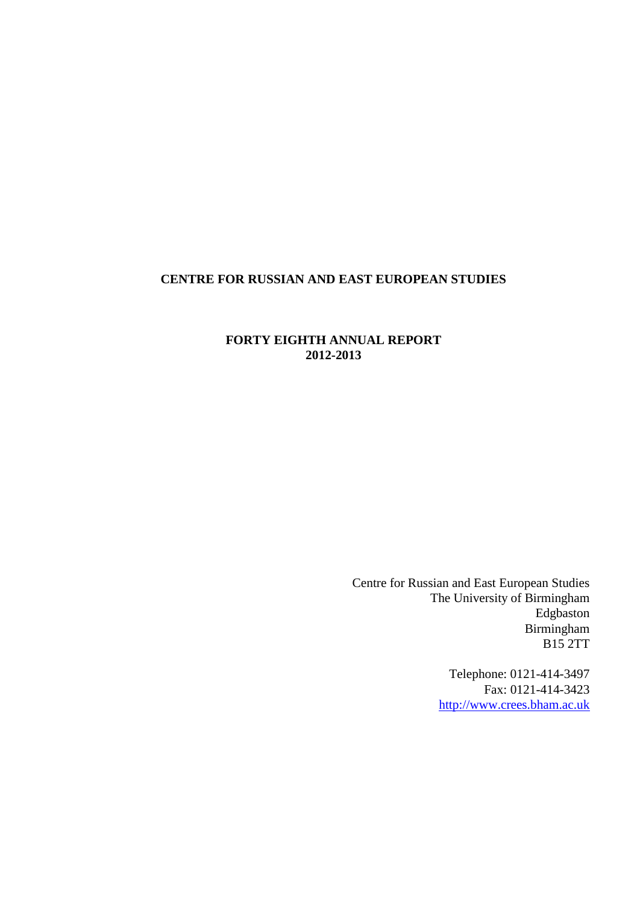# CENTRE FOR RUSSIAN AND EAST EUROPEAN STUDIES

## FORTY EIGHTH ANNUAL REPORT
## 2012-2013

Centre for Russian and East European Studies
The University of Birmingham
Edgbaston
Birmingham
B15 2TT

Telephone: 0121-414-3497
Fax: 0121-414-3423
http://www.crees.bham.ac.uk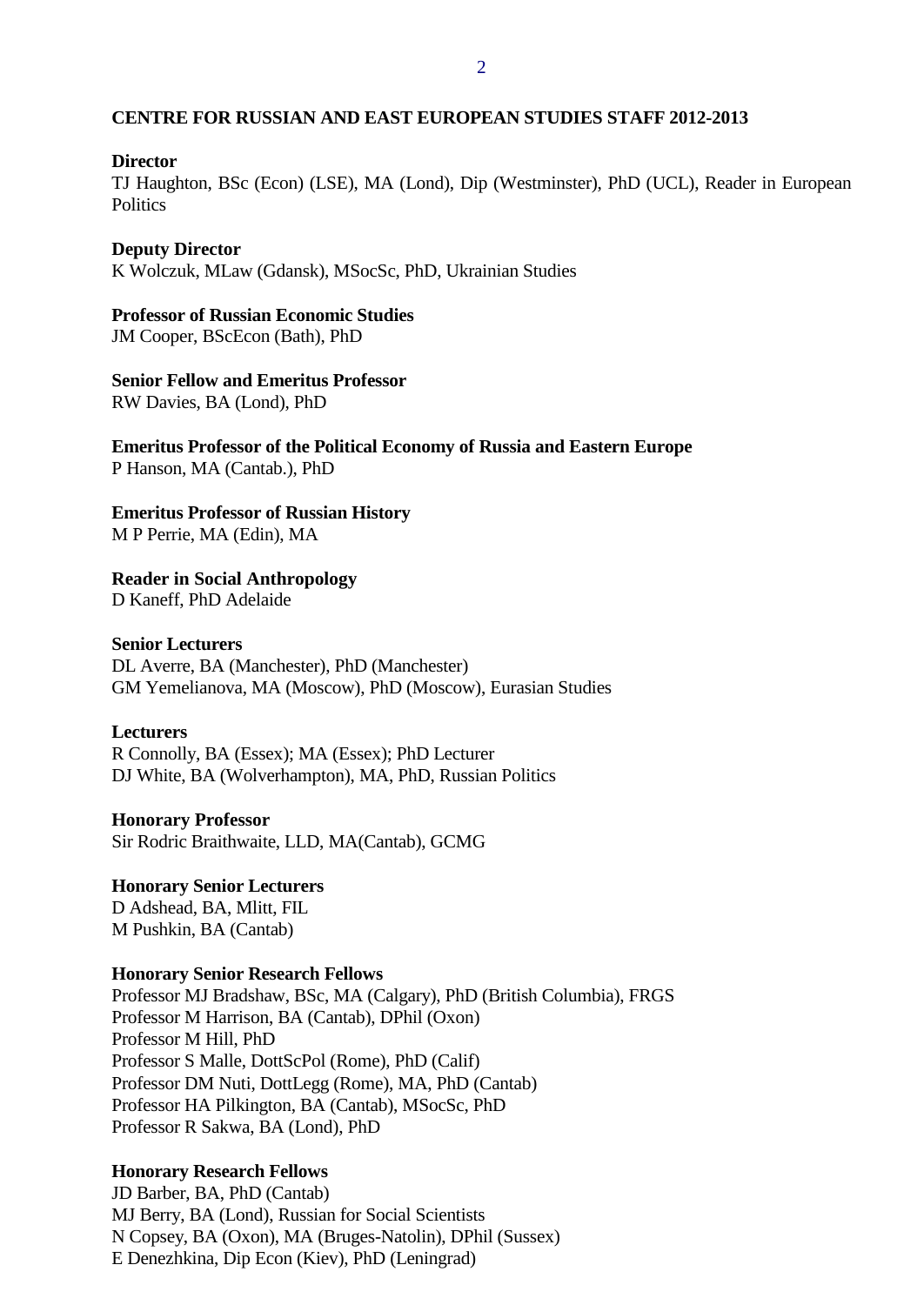## CENTRE FOR RUSSIAN AND EAST EUROPEAN STUDIES STAFF 2012-2013

**Director**
TJ Haughton, BSc (Econ) (LSE), MA (Lond), Dip (Westminster), PhD (UCL), Reader in European Politics

**Deputy Director**
K Wolczuk, MLaw (Gdansk), MSocSc, PhD, Ukrainian Studies

**Professor of Russian Economic Studies**
JM Cooper, BScEcon (Bath), PhD

**Senior Fellow and Emeritus Professor**
RW Davies, BA (Lond), PhD

**Emeritus Professor of the Political Economy of Russia and Eastern Europe**
P Hanson, MA (Cantab.), PhD

**Emeritus Professor of Russian History**
M P Perrie, MA (Edin), MA

**Reader in Social Anthropology**
D Kaneff, PhD Adelaide

**Senior Lecturers**
DL Averre, BA (Manchester), PhD (Manchester)
GM Yemelianova, MA (Moscow), PhD (Moscow), Eurasian Studies

**Lecturers**
R Connolly, BA (Essex); MA (Essex); PhD Lecturer
DJ White, BA (Wolverhampton), MA, PhD, Russian Politics

**Honorary Professor**
Sir Rodric Braithwaite, LLD, MA(Cantab), GCMG

**Honorary Senior Lecturers**
D Adshead, BA, Mlitt, FIL
M Pushkin, BA (Cantab)

**Honorary Senior Research Fellows**
Professor MJ Bradshaw, BSc, MA (Calgary), PhD (British Columbia), FRGS
Professor M Harrison, BA (Cantab), DPhil (Oxon)
Professor M Hill, PhD
Professor S Malle, DottScPol (Rome), PhD (Calif)
Professor DM Nuti, DottLegg (Rome), MA, PhD (Cantab)
Professor HA Pilkington, BA (Cantab), MSocSc, PhD
Professor R Sakwa, BA (Lond), PhD

**Honorary Research Fellows**
JD Barber, BA, PhD (Cantab)
MJ Berry, BA (Lond), Russian for Social Scientists
N Copsey, BA (Oxon), MA (Bruges-Natolin), DPhil (Sussex)
E Denezhkina, Dip Econ (Kiev), PhD (Leningrad)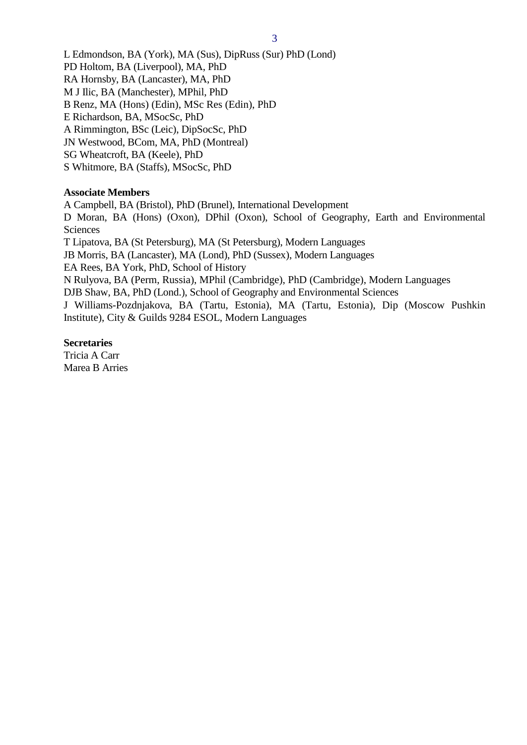L Edmondson, BA (York), MA (Sus), DipRuss (Sur) PhD (Lond)
PD Holtom, BA (Liverpool), MA, PhD
RA Hornsby, BA (Lancaster), MA, PhD
M J Ilic, BA (Manchester), MPhil, PhD
B Renz, MA (Hons) (Edin), MSc Res (Edin), PhD
E Richardson, BA, MSocSc, PhD
A Rimmington, BSc (Leic), DipSocSc, PhD
JN Westwood, BCom, MA, PhD (Montreal)
SG Wheatcroft, BA (Keele), PhD
S Whitmore, BA (Staffs), MSocSc, PhD

**Associate Members**

A Campbell, BA (Bristol), PhD (Brunel), International Development
D Moran, BA (Hons) (Oxon), DPhil (Oxon), School of Geography, Earth and Environmental Sciences
T Lipatova, BA (St Petersburg), MA (St Petersburg), Modern Languages
JB Morris, BA (Lancaster), MA (Lond), PhD (Sussex), Modern Languages
EA Rees, BA York, PhD, School of History
N Rulyova, BA (Perm, Russia), MPhil (Cambridge), PhD (Cambridge), Modern Languages
DJB Shaw, BA, PhD (Lond.), School of Geography and Environmental Sciences
J Williams-Pozdnjakova, BA (Tartu, Estonia), MA (Tartu, Estonia), Dip (Moscow Pushkin Institute), City & Guilds 9284 ESOL, Modern Languages

**Secretaries**

Tricia A Carr
Marea B Arries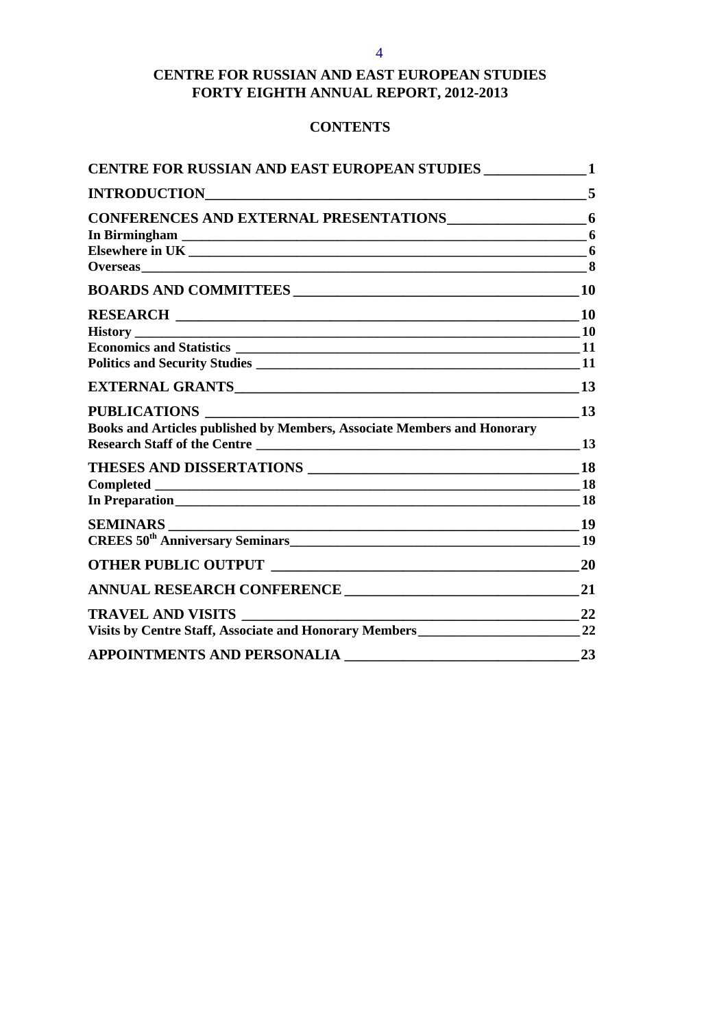# CENTRE FOR RUSSIAN AND EAST EUROPEAN STUDIES
# FORTY EIGHTH ANNUAL REPORT, 2012-2013

## CONTENTS

**CENTRE FOR RUSSIAN AND EAST EUROPEAN STUDIES** — 1

**INTRODUCTION** — 5

**CONFERENCES AND EXTERNAL PRESENTATIONS** — 6
- **In Birmingham** — 6
- **Elsewhere in UK** — 6
- **Overseas** — 8

**BOARDS AND COMMITTEES** — 10

**RESEARCH** — 10
- **History** — 10
- **Economics and Statistics** — 11
- **Politics and Security Studies** — 11

**EXTERNAL GRANTS** — 13

**PUBLICATIONS** — 13
- **Books and Articles published by Members, Associate Members and Honorary Research Staff of the Centre** — 13

**THESES AND DISSERTATIONS** — 18
- **Completed** — 18
- **In Preparation** — 18

**SEMINARS** — 19
- **CREES 50th Anniversary Seminars** — 19

**OTHER PUBLIC OUTPUT** — 20

**ANNUAL RESEARCH CONFERENCE** — 21

**TRAVEL AND VISITS** — 22
- **Visits by Centre Staff, Associate and Honorary Members** — 22

**APPOINTMENTS AND PERSONALIA** — 23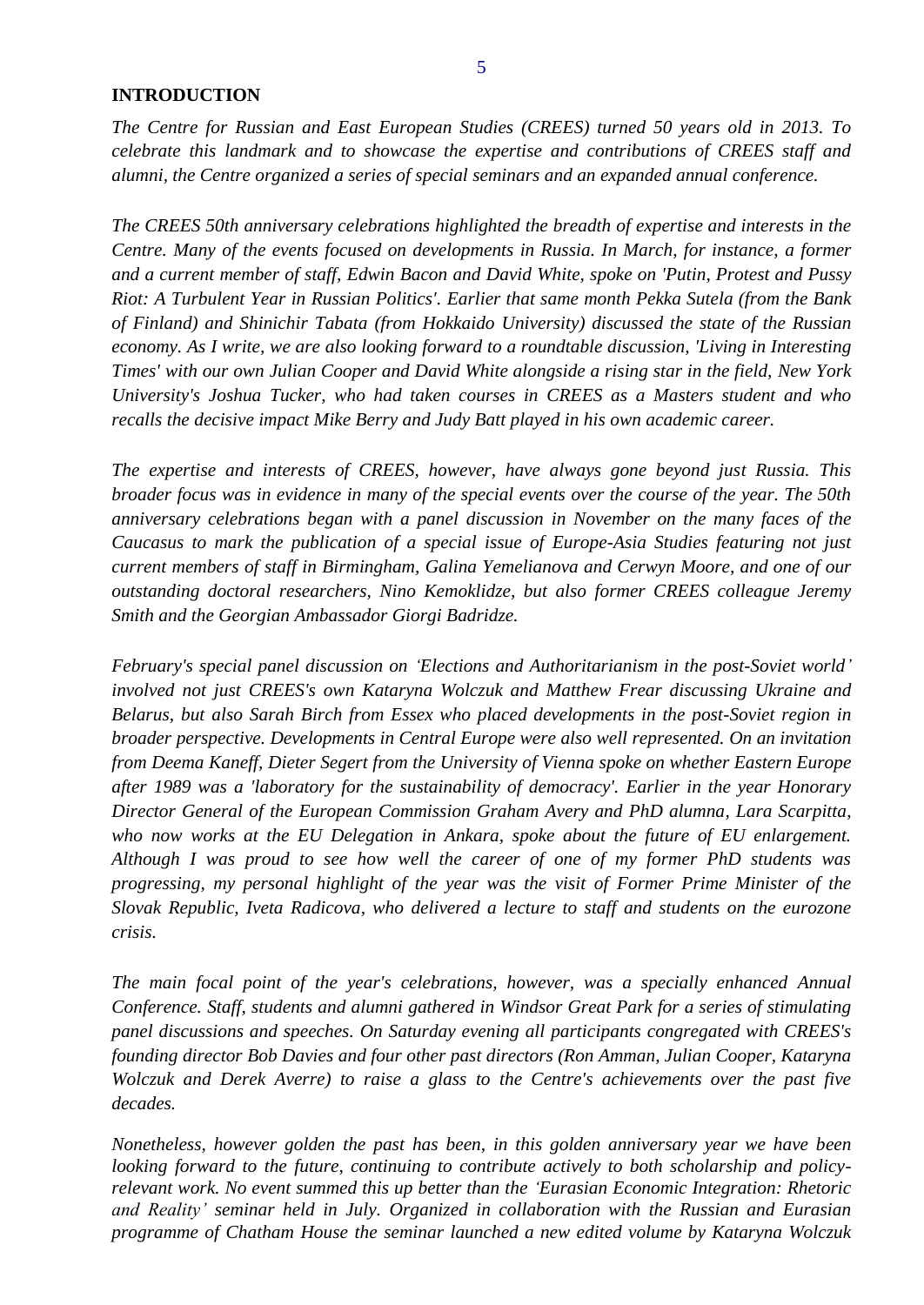## INTRODUCTION

*The Centre for Russian and East European Studies (CREES) turned 50 years old in 2013. To celebrate this landmark and to showcase the expertise and contributions of CREES staff and alumni, the Centre organized a series of special seminars and an expanded annual conference.*

*The CREES 50th anniversary celebrations highlighted the breadth of expertise and interests in the Centre. Many of the events focused on developments in Russia. In March, for instance, a former and a current member of staff, Edwin Bacon and David White, spoke on 'Putin, Protest and Pussy Riot: A Turbulent Year in Russian Politics'. Earlier that same month Pekka Sutela (from the Bank of Finland) and Shinichir Tabata (from Hokkaido University) discussed the state of the Russian economy. As I write, we are also looking forward to a roundtable discussion, 'Living in Interesting Times' with our own Julian Cooper and David White alongside a rising star in the field, New York University's Joshua Tucker, who had taken courses in CREES as a Masters student and who recalls the decisive impact Mike Berry and Judy Batt played in his own academic career.*

*The expertise and interests of CREES, however, have always gone beyond just Russia. This broader focus was in evidence in many of the special events over the course of the year. The 50th anniversary celebrations began with a panel discussion in November on the many faces of the Caucasus to mark the publication of a special issue of Europe-Asia Studies featuring not just current members of staff in Birmingham, Galina Yemelianova and Cerwyn Moore, and one of our outstanding doctoral researchers, Nino Kemoklidze, but also former CREES colleague Jeremy Smith and the Georgian Ambassador Giorgi Badridze.*

*February's special panel discussion on 'Elections and Authoritarianism in the post-Soviet world' involved not just CREES's own Kataryna Wolczuk and Matthew Frear discussing Ukraine and Belarus, but also Sarah Birch from Essex who placed developments in the post-Soviet region in broader perspective. Developments in Central Europe were also well represented. On an invitation from Deema Kaneff, Dieter Segert from the University of Vienna spoke on whether Eastern Europe after 1989 was a 'laboratory for the sustainability of democracy'. Earlier in the year Honorary Director General of the European Commission Graham Avery and PhD alumna, Lara Scarpitta, who now works at the EU Delegation in Ankara, spoke about the future of EU enlargement. Although I was proud to see how well the career of one of my former PhD students was progressing, my personal highlight of the year was the visit of Former Prime Minister of the Slovak Republic, Iveta Radicova, who delivered a lecture to staff and students on the eurozone crisis.*

*The main focal point of the year's celebrations, however, was a specially enhanced Annual Conference. Staff, students and alumni gathered in Windsor Great Park for a series of stimulating panel discussions and speeches. On Saturday evening all participants congregated with CREES's founding director Bob Davies and four other past directors (Ron Amman, Julian Cooper, Kataryna Wolczuk and Derek Averre) to raise a glass to the Centre's achievements over the past five decades.*

*Nonetheless, however golden the past has been, in this golden anniversary year we have been looking forward to the future, continuing to contribute actively to both scholarship and policy-relevant work. No event summed this up better than the 'Eurasian Economic Integration: Rhetoric and Reality' seminar held in July. Organized in collaboration with the Russian and Eurasian programme of Chatham House the seminar launched a new edited volume by Kataryna Wolczuk*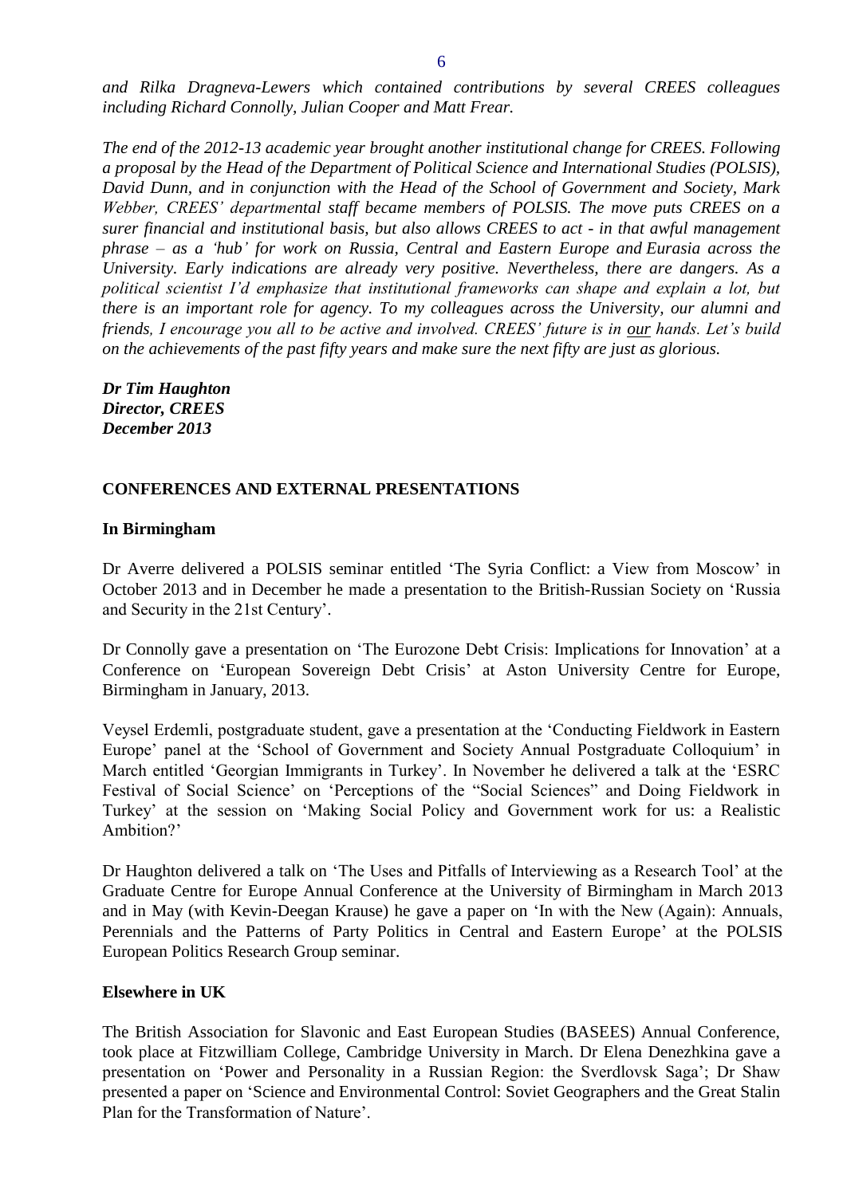*and Rilka Dragneva-Lewers which contained contributions by several CREES colleagues including Richard Connolly, Julian Cooper and Matt Frear.*

*The end of the 2012-13 academic year brought another institutional change for CREES. Following a proposal by the Head of the Department of Political Science and International Studies (POLSIS), David Dunn, and in conjunction with the Head of the School of Government and Society, Mark Webber, CREES' departmental staff became members of POLSIS. The move puts CREES on a surer financial and institutional basis, but also allows CREES to act - in that awful management phrase – as a 'hub' for work on Russia, Central and Eastern Europe and Eurasia across the University. Early indications are already very positive. Nevertheless, there are dangers. As a political scientist I'd emphasize that institutional frameworks can shape and explain a lot, but there is an important role for agency. To my colleagues across the University, our alumni and friends, I encourage you all to be active and involved. CREES' future is in <u>our</u> hands. Let's build on the achievements of the past fifty years and make sure the next fifty are just as glorious.*

***Dr Tim Haughton***
***Director, CREES***
***December 2013***

## CONFERENCES AND EXTERNAL PRESENTATIONS

### In Birmingham

Dr Averre delivered a POLSIS seminar entitled 'The Syria Conflict: a View from Moscow' in October 2013 and in December he made a presentation to the British-Russian Society on 'Russia and Security in the 21st Century'.

Dr Connolly gave a presentation on 'The Eurozone Debt Crisis: Implications for Innovation' at a Conference on 'European Sovereign Debt Crisis' at Aston University Centre for Europe, Birmingham in January, 2013.

Veysel Erdemli, postgraduate student, gave a presentation at the 'Conducting Fieldwork in Eastern Europe' panel at the 'School of Government and Society Annual Postgraduate Colloquium' in March entitled 'Georgian Immigrants in Turkey'. In November he delivered a talk at the 'ESRC Festival of Social Science' on 'Perceptions of the "Social Sciences" and Doing Fieldwork in Turkey' at the session on 'Making Social Policy and Government work for us: a Realistic Ambition?'

Dr Haughton delivered a talk on 'The Uses and Pitfalls of Interviewing as a Research Tool' at the Graduate Centre for Europe Annual Conference at the University of Birmingham in March 2013 and in May (with Kevin-Deegan Krause) he gave a paper on 'In with the New (Again): Annuals, Perennials and the Patterns of Party Politics in Central and Eastern Europe' at the POLSIS European Politics Research Group seminar.

### Elsewhere in UK

The British Association for Slavonic and East European Studies (BASEES) Annual Conference, took place at Fitzwilliam College, Cambridge University in March. Dr Elena Denezhkina gave a presentation on 'Power and Personality in a Russian Region: the Sverdlovsk Saga'; Dr Shaw presented a paper on 'Science and Environmental Control: Soviet Geographers and the Great Stalin Plan for the Transformation of Nature'.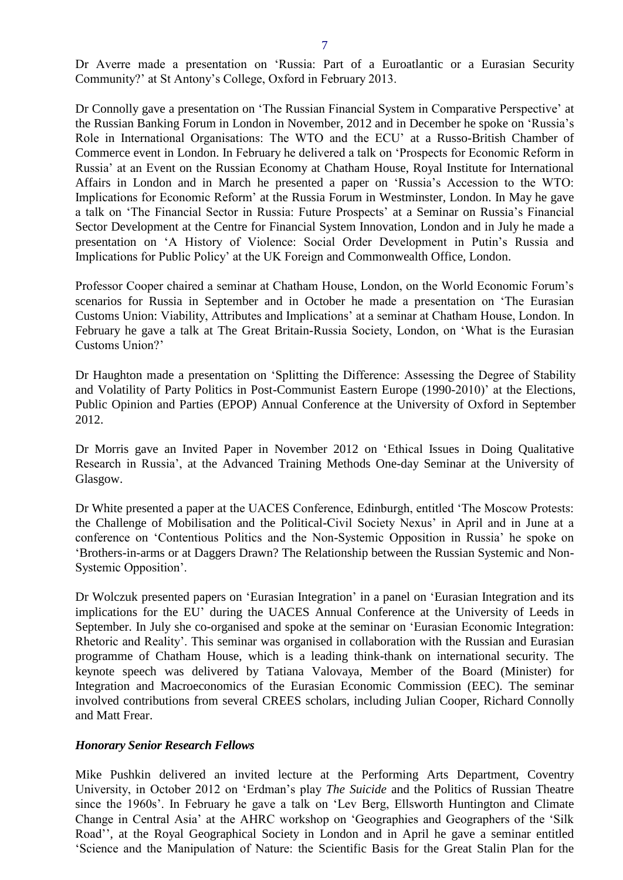Dr Averre made a presentation on 'Russia: Part of a Euroatlantic or a Eurasian Security Community?' at St Antony's College, Oxford in February 2013.

Dr Connolly gave a presentation on 'The Russian Financial System in Comparative Perspective' at the Russian Banking Forum in London in November, 2012 and in December he spoke on 'Russia's Role in International Organisations: The WTO and the ECU' at a Russo-British Chamber of Commerce event in London. In February he delivered a talk on 'Prospects for Economic Reform in Russia' at an Event on the Russian Economy at Chatham House, Royal Institute for International Affairs in London and in March he presented a paper on 'Russia's Accession to the WTO: Implications for Economic Reform' at the Russia Forum in Westminster, London. In May he gave a talk on 'The Financial Sector in Russia: Future Prospects' at a Seminar on Russia's Financial Sector Development at the Centre for Financial System Innovation, London and in July he made a presentation on 'A History of Violence: Social Order Development in Putin's Russia and Implications for Public Policy' at the UK Foreign and Commonwealth Office, London.

Professor Cooper chaired a seminar at Chatham House, London, on the World Economic Forum's scenarios for Russia in September and in October he made a presentation on 'The Eurasian Customs Union: Viability, Attributes and Implications' at a seminar at Chatham House, London. In February he gave a talk at The Great Britain-Russia Society, London, on 'What is the Eurasian Customs Union?'

Dr Haughton made a presentation on 'Splitting the Difference: Assessing the Degree of Stability and Volatility of Party Politics in Post-Communist Eastern Europe (1990-2010)' at the Elections, Public Opinion and Parties (EPOP) Annual Conference at the University of Oxford in September 2012.

Dr Morris gave an Invited Paper in November 2012 on 'Ethical Issues in Doing Qualitative Research in Russia', at the Advanced Training Methods One-day Seminar at the University of Glasgow.

Dr White presented a paper at the UACES Conference, Edinburgh, entitled 'The Moscow Protests: the Challenge of Mobilisation and the Political-Civil Society Nexus' in April and in June at a conference on 'Contentious Politics and the Non-Systemic Opposition in Russia' he spoke on 'Brothers-in-arms or at Daggers Drawn? The Relationship between the Russian Systemic and Non-Systemic Opposition'.

Dr Wolczuk presented papers on 'Eurasian Integration' in a panel on 'Eurasian Integration and its implications for the EU' during the UACES Annual Conference at the University of Leeds in September. In July she co-organised and spoke at the seminar on 'Eurasian Economic Integration: Rhetoric and Reality'. This seminar was organised in collaboration with the Russian and Eurasian programme of Chatham House, which is a leading think-thank on international security. The keynote speech was delivered by Tatiana Valovaya, Member of the Board (Minister) for Integration and Macroeconomics of the Eurasian Economic Commission (EEC). The seminar involved contributions from several CREES scholars, including Julian Cooper, Richard Connolly and Matt Frear.

### ***Honorary Senior Research Fellows***

Mike Pushkin delivered an invited lecture at the Performing Arts Department, Coventry University, in October 2012 on 'Erdman's play *The Suicide* and the Politics of Russian Theatre since the 1960s'. In February he gave a talk on 'Lev Berg, Ellsworth Huntington and Climate Change in Central Asia' at the AHRC workshop on 'Geographies and Geographers of the 'Silk Road'', at the Royal Geographical Society in London and in April he gave a seminar entitled 'Science and the Manipulation of Nature: the Scientific Basis for the Great Stalin Plan for the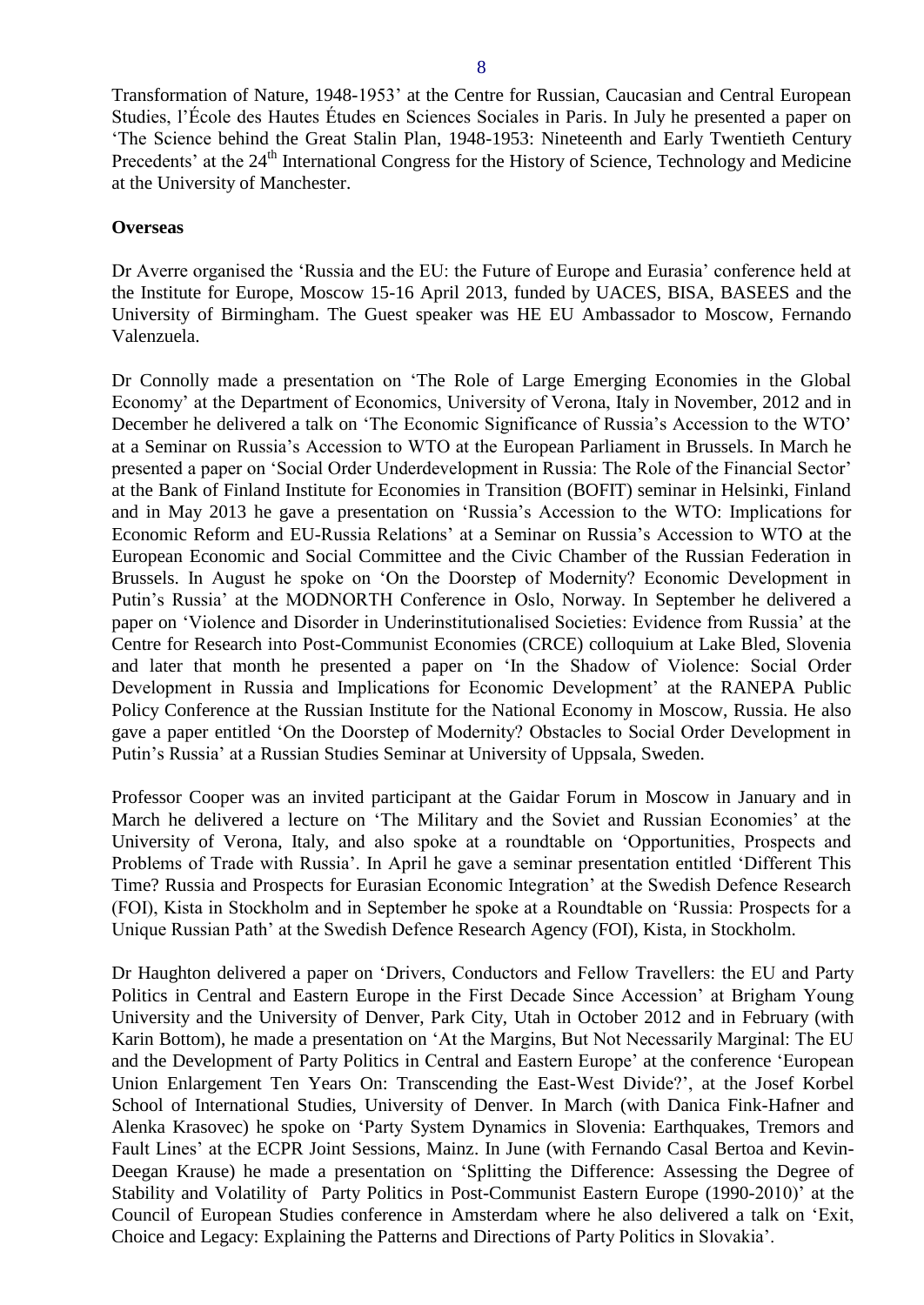Transformation of Nature, 1948-1953' at the Centre for Russian, Caucasian and Central European Studies, l'École des Hautes Études en Sciences Sociales in Paris. In July he presented a paper on 'The Science behind the Great Stalin Plan, 1948-1953: Nineteenth and Early Twentieth Century Precedents' at the 24th International Congress for the History of Science, Technology and Medicine at the University of Manchester.

**Overseas**

Dr Averre organised the 'Russia and the EU: the Future of Europe and Eurasia' conference held at the Institute for Europe, Moscow 15-16 April 2013, funded by UACES, BISA, BASEES and the University of Birmingham. The Guest speaker was HE EU Ambassador to Moscow, Fernando Valenzuela.

Dr Connolly made a presentation on 'The Role of Large Emerging Economies in the Global Economy' at the Department of Economics, University of Verona, Italy in November, 2012 and in December he delivered a talk on 'The Economic Significance of Russia's Accession to the WTO' at a Seminar on Russia's Accession to WTO at the European Parliament in Brussels. In March he presented a paper on 'Social Order Underdevelopment in Russia: The Role of the Financial Sector' at the Bank of Finland Institute for Economies in Transition (BOFIT) seminar in Helsinki, Finland and in May 2013 he gave a presentation on 'Russia's Accession to the WTO: Implications for Economic Reform and EU-Russia Relations' at a Seminar on Russia's Accession to WTO at the European Economic and Social Committee and the Civic Chamber of the Russian Federation in Brussels. In August he spoke on 'On the Doorstep of Modernity? Economic Development in Putin's Russia' at the MODNORTH Conference in Oslo, Norway. In September he delivered a paper on 'Violence and Disorder in Underinstitutionalised Societies: Evidence from Russia' at the Centre for Research into Post-Communist Economies (CRCE) colloquium at Lake Bled, Slovenia and later that month he presented a paper on 'In the Shadow of Violence: Social Order Development in Russia and Implications for Economic Development' at the RANEPA Public Policy Conference at the Russian Institute for the National Economy in Moscow, Russia. He also gave a paper entitled 'On the Doorstep of Modernity? Obstacles to Social Order Development in Putin's Russia' at a Russian Studies Seminar at University of Uppsala, Sweden.

Professor Cooper was an invited participant at the Gaidar Forum in Moscow in January and in March he delivered a lecture on 'The Military and the Soviet and Russian Economies' at the University of Verona, Italy, and also spoke at a roundtable on 'Opportunities, Prospects and Problems of Trade with Russia'. In April he gave a seminar presentation entitled 'Different This Time? Russia and Prospects for Eurasian Economic Integration' at the Swedish Defence Research (FOI), Kista in Stockholm and in September he spoke at a Roundtable on 'Russia: Prospects for a Unique Russian Path' at the Swedish Defence Research Agency (FOI), Kista, in Stockholm.

Dr Haughton delivered a paper on 'Drivers, Conductors and Fellow Travellers: the EU and Party Politics in Central and Eastern Europe in the First Decade Since Accession' at Brigham Young University and the University of Denver, Park City, Utah in October 2012 and in February (with Karin Bottom), he made a presentation on 'At the Margins, But Not Necessarily Marginal: The EU and the Development of Party Politics in Central and Eastern Europe' at the conference 'European Union Enlargement Ten Years On: Transcending the East-West Divide?', at the Josef Korbel School of International Studies, University of Denver. In March (with Danica Fink-Hafner and Alenka Krasovec) he spoke on 'Party System Dynamics in Slovenia: Earthquakes, Tremors and Fault Lines' at the ECPR Joint Sessions, Mainz. In June (with Fernando Casal Bertoa and Kevin-Deegan Krause) he made a presentation on 'Splitting the Difference: Assessing the Degree of Stability and Volatility of Party Politics in Post-Communist Eastern Europe (1990-2010)' at the Council of European Studies conference in Amsterdam where he also delivered a talk on 'Exit, Choice and Legacy: Explaining the Patterns and Directions of Party Politics in Slovakia'.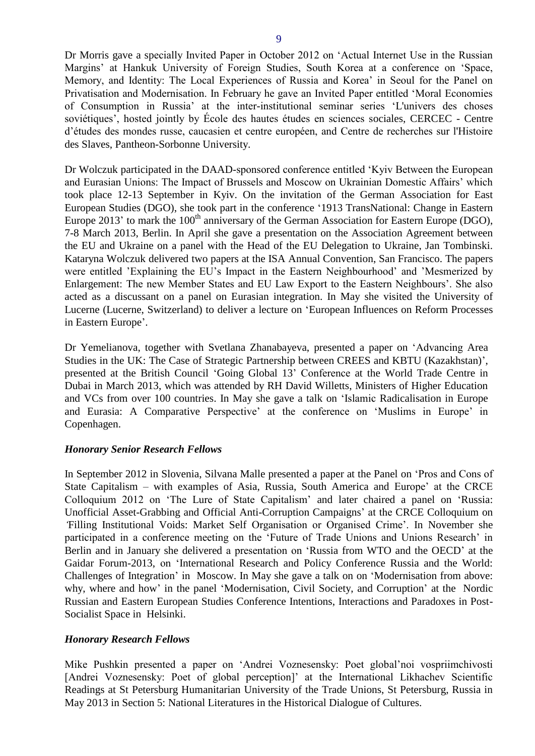Dr Morris gave a specially Invited Paper in October 2012 on 'Actual Internet Use in the Russian Margins' at Hankuk University of Foreign Studies, South Korea at a conference on 'Space, Memory, and Identity: The Local Experiences of Russia and Korea' in Seoul for the Panel on Privatisation and Modernisation. In February he gave an Invited Paper entitled 'Moral Economies of Consumption in Russia' at the inter-institutional seminar series 'L'univers des choses soviétiques', hosted jointly by École des hautes études en sciences sociales, CERCEC - Centre d'études des mondes russe, caucasien et centre européen, and Centre de recherches sur l'Histoire des Slaves, Pantheon-Sorbonne University.

Dr Wolczuk participated in the DAAD-sponsored conference entitled 'Kyiv Between the European and Eurasian Unions: The Impact of Brussels and Moscow on Ukrainian Domestic Affairs' which took place 12-13 September in Kyiv. On the invitation of the German Association for East European Studies (DGO), she took part in the conference '1913 TransNational: Change in Eastern Europe 2013' to mark the 100th anniversary of the German Association for Eastern Europe (DGO), 7-8 March 2013, Berlin. In April she gave a presentation on the Association Agreement between the EU and Ukraine on a panel with the Head of the EU Delegation to Ukraine, Jan Tombinski. Kataryna Wolczuk delivered two papers at the ISA Annual Convention, San Francisco. The papers were entitled 'Explaining the EU's Impact in the Eastern Neighbourhood' and 'Mesmerized by Enlargement: The new Member States and EU Law Export to the Eastern Neighbours'. She also acted as a discussant on a panel on Eurasian integration. In May she visited the University of Lucerne (Lucerne, Switzerland) to deliver a lecture on 'European Influences on Reform Processes in Eastern Europe'.

Dr Yemelianova, together with Svetlana Zhanabayeva, presented a paper on 'Advancing Area Studies in the UK: The Case of Strategic Partnership between CREES and KBTU (Kazakhstan)', presented at the British Council 'Going Global 13' Conference at the World Trade Centre in Dubai in March 2013, which was attended by RH David Willetts, Ministers of Higher Education and VCs from over 100 countries. In May she gave a talk on 'Islamic Radicalisation in Europe and Eurasia: A Comparative Perspective' at the conference on 'Muslims in Europe' in Copenhagen.

### *Honorary Senior Research Fellows*

In September 2012 in Slovenia, Silvana Malle presented a paper at the Panel on 'Pros and Cons of State Capitalism – with examples of Asia, Russia, South America and Europe' at the CRCE Colloquium 2012 on 'The Lure of State Capitalism' and later chaired a panel on 'Russia: Unofficial Asset-Grabbing and Official Anti-Corruption Campaigns' at the CRCE Colloquium on 'Filling Institutional Voids: Market Self Organisation or Organised Crime'. In November she participated in a conference meeting on the 'Future of Trade Unions and Unions Research' in Berlin and in January she delivered a presentation on 'Russia from WTO and the OECD' at the Gaidar Forum-2013, on 'International Research and Policy Conference Russia and the World: Challenges of Integration' in Moscow. In May she gave a talk on on 'Modernisation from above: why, where and how' in the panel 'Modernisation, Civil Society, and Corruption' at the Nordic Russian and Eastern European Studies Conference Intentions, Interactions and Paradoxes in Post-Socialist Space in Helsinki.

### *Honorary Research Fellows*

Mike Pushkin presented a paper on 'Andrei Voznesensky: Poet global'noi vospriimchivosti [Andrei Voznesensky: Poet of global perception]' at the International Likhachev Scientific Readings at St Petersburg Humanitarian University of the Trade Unions, St Petersburg, Russia in May 2013 in Section 5: National Literatures in the Historical Dialogue of Cultures.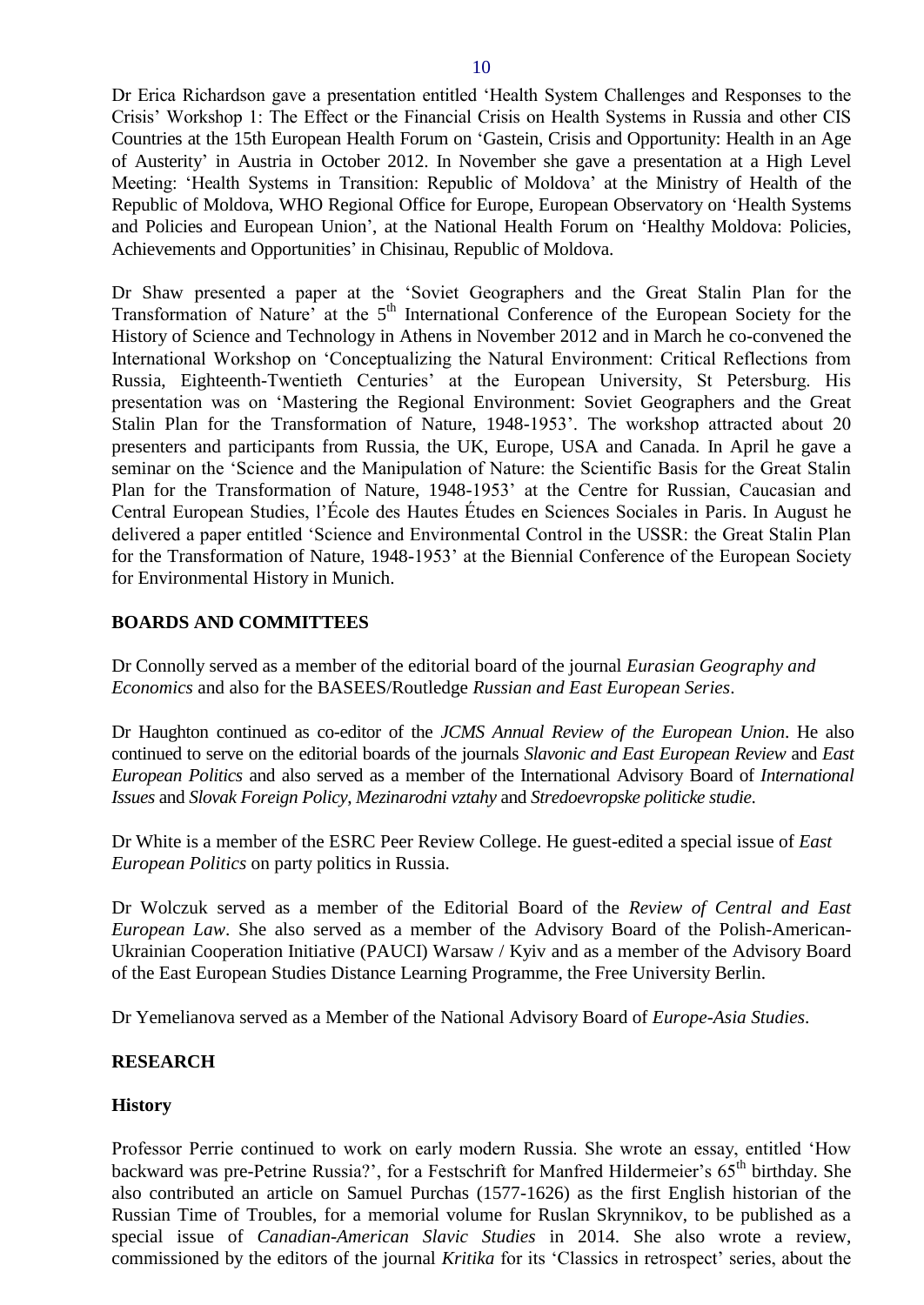Dr Erica Richardson gave a presentation entitled 'Health System Challenges and Responses to the Crisis' Workshop 1: The Effect or the Financial Crisis on Health Systems in Russia and other CIS Countries at the 15th European Health Forum on 'Gastein, Crisis and Opportunity: Health in an Age of Austerity' in Austria in October 2012. In November she gave a presentation at a High Level Meeting: 'Health Systems in Transition: Republic of Moldova' at the Ministry of Health of the Republic of Moldova, WHO Regional Office for Europe, European Observatory on 'Health Systems and Policies and European Union', at the National Health Forum on 'Healthy Moldova: Policies, Achievements and Opportunities' in Chisinau, Republic of Moldova.

Dr Shaw presented a paper at the 'Soviet Geographers and the Great Stalin Plan for the Transformation of Nature' at the 5th International Conference of the European Society for the History of Science and Technology in Athens in November 2012 and in March he co-convened the International Workshop on 'Conceptualizing the Natural Environment: Critical Reflections from Russia, Eighteenth-Twentieth Centuries' at the European University, St Petersburg. His presentation was on 'Mastering the Regional Environment: Soviet Geographers and the Great Stalin Plan for the Transformation of Nature, 1948-1953'. The workshop attracted about 20 presenters and participants from Russia, the UK, Europe, USA and Canada. In April he gave a seminar on the 'Science and the Manipulation of Nature: the Scientific Basis for the Great Stalin Plan for the Transformation of Nature, 1948-1953' at the Centre for Russian, Caucasian and Central European Studies, l'École des Hautes Études en Sciences Sociales in Paris. In August he delivered a paper entitled 'Science and Environmental Control in the USSR: the Great Stalin Plan for the Transformation of Nature, 1948-1953' at the Biennial Conference of the European Society for Environmental History in Munich.

## BOARDS AND COMMITTEES

Dr Connolly served as a member of the editorial board of the journal *Eurasian Geography and Economics* and also for the BASEES/Routledge *Russian and East European Series*.

Dr Haughton continued as co-editor of the *JCMS Annual Review of the European Union*. He also continued to serve on the editorial boards of the journals *Slavonic and East European Review* and *East European Politics* and also served as a member of the International Advisory Board of *International Issues* and *Slovak Foreign Policy*, *Mezinarodni vztahy* and *Stredoevropske politicke studie*.

Dr White is a member of the ESRC Peer Review College. He guest-edited a special issue of *East European Politics* on party politics in Russia.

Dr Wolczuk served as a member of the Editorial Board of the *Review of Central and East European Law*. She also served as a member of the Advisory Board of the Polish-American-Ukrainian Cooperation Initiative (PAUCI) Warsaw / Kyiv and as a member of the Advisory Board of the East European Studies Distance Learning Programme, the Free University Berlin.

Dr Yemelianova served as a Member of the National Advisory Board of *Europe-Asia Studies*.

## RESEARCH

### History

Professor Perrie continued to work on early modern Russia. She wrote an essay, entitled 'How backward was pre-Petrine Russia?', for a Festschrift for Manfred Hildermeier's 65th birthday. She also contributed an article on Samuel Purchas (1577-1626) as the first English historian of the Russian Time of Troubles, for a memorial volume for Ruslan Skrynnikov, to be published as a special issue of *Canadian-American Slavic Studies* in 2014. She also wrote a review, commissioned by the editors of the journal *Kritika* for its 'Classics in retrospect' series, about the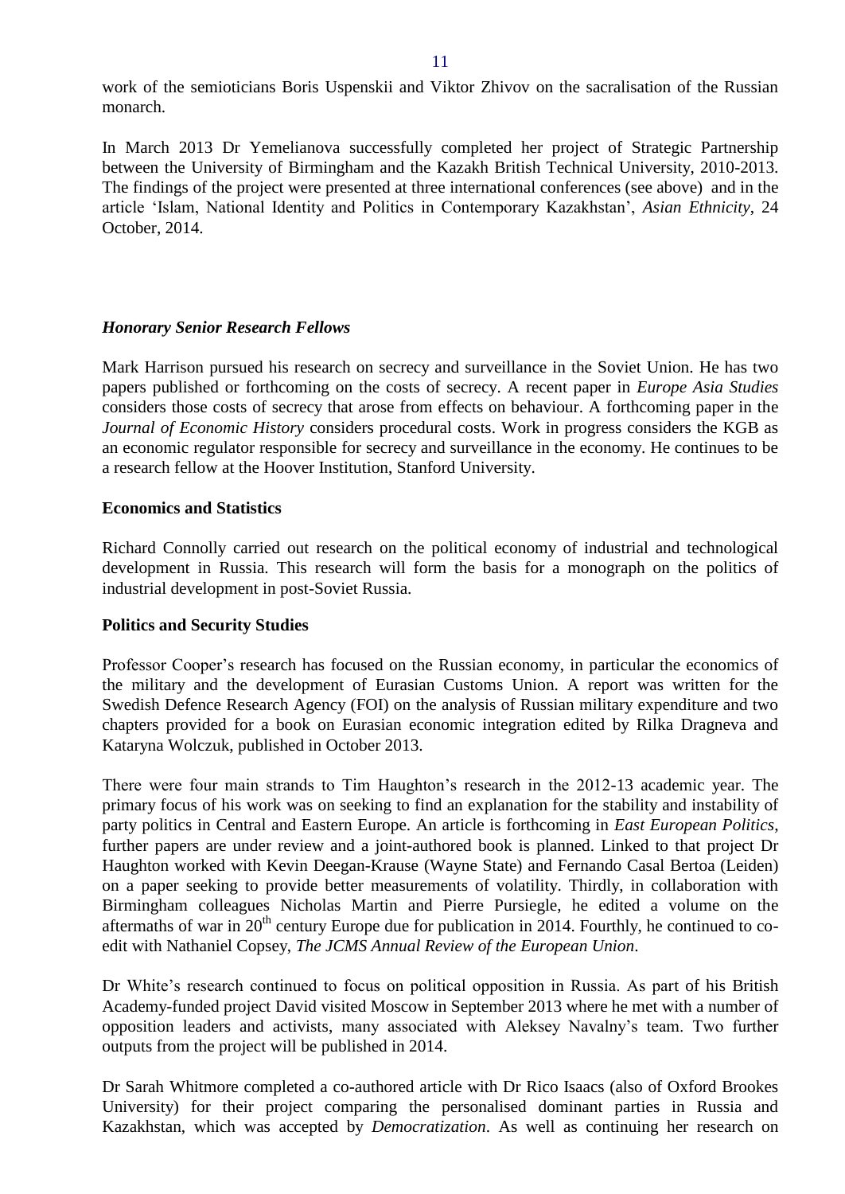work of the semioticians Boris Uspenskii and Viktor Zhivov on the sacralisation of the Russian monarch.

In March 2013 Dr Yemelianova successfully completed her project of Strategic Partnership between the University of Birmingham and the Kazakh British Technical University, 2010-2013. The findings of the project were presented at three international conferences (see above) and in the article 'Islam, National Identity and Politics in Contemporary Kazakhstan', *Asian Ethnicity*, 24 October, 2014.

### *Honorary Senior Research Fellows*

Mark Harrison pursued his research on secrecy and surveillance in the Soviet Union. He has two papers published or forthcoming on the costs of secrecy. A recent paper in *Europe Asia Studies* considers those costs of secrecy that arose from effects on behaviour. A forthcoming paper in the *Journal of Economic History* considers procedural costs. Work in progress considers the KGB as an economic regulator responsible for secrecy and surveillance in the economy. He continues to be a research fellow at the Hoover Institution, Stanford University.

### Economics and Statistics

Richard Connolly carried out research on the political economy of industrial and technological development in Russia. This research will form the basis for a monograph on the politics of industrial development in post-Soviet Russia.

### Politics and Security Studies

Professor Cooper's research has focused on the Russian economy, in particular the economics of the military and the development of Eurasian Customs Union. A report was written for the Swedish Defence Research Agency (FOI) on the analysis of Russian military expenditure and two chapters provided for a book on Eurasian economic integration edited by Rilka Dragneva and Kataryna Wolczuk, published in October 2013.

There were four main strands to Tim Haughton's research in the 2012-13 academic year. The primary focus of his work was on seeking to find an explanation for the stability and instability of party politics in Central and Eastern Europe. An article is forthcoming in *East European Politics*, further papers are under review and a joint-authored book is planned. Linked to that project Dr Haughton worked with Kevin Deegan-Krause (Wayne State) and Fernando Casal Bertoa (Leiden) on a paper seeking to provide better measurements of volatility. Thirdly, in collaboration with Birmingham colleagues Nicholas Martin and Pierre Pursiegle, he edited a volume on the aftermaths of war in 20th century Europe due for publication in 2014. Fourthly, he continued to co-edit with Nathaniel Copsey, *The JCMS Annual Review of the European Union*.

Dr White's research continued to focus on political opposition in Russia. As part of his British Academy-funded project David visited Moscow in September 2013 where he met with a number of opposition leaders and activists, many associated with Aleksey Navalny's team. Two further outputs from the project will be published in 2014.

Dr Sarah Whitmore completed a co-authored article with Dr Rico Isaacs (also of Oxford Brookes University) for their project comparing the personalised dominant parties in Russia and Kazakhstan, which was accepted by *Democratization*. As well as continuing her research on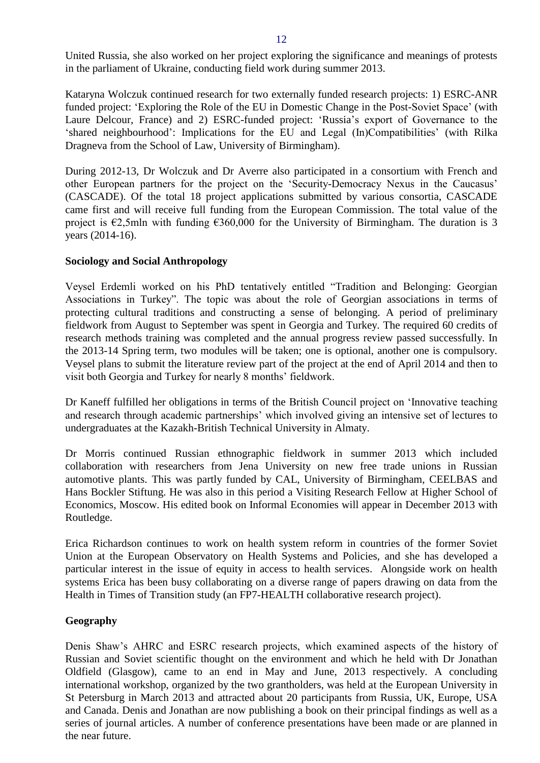United Russia, she also worked on her project exploring the significance and meanings of protests in the parliament of Ukraine, conducting field work during summer 2013.

Kataryna Wolczuk continued research for two externally funded research projects: 1) ESRC-ANR funded project: 'Exploring the Role of the EU in Domestic Change in the Post-Soviet Space' (with Laure Delcour, France) and 2) ESRC-funded project: 'Russia's export of Governance to the 'shared neighbourhood': Implications for the EU and Legal (In)Compatibilities' (with Rilka Dragneva from the School of Law, University of Birmingham).

During 2012-13, Dr Wolczuk and Dr Averre also participated in a consortium with French and other European partners for the project on the 'Security-Democracy Nexus in the Caucasus' (CASCADE). Of the total 18 project applications submitted by various consortia, CASCADE came first and will receive full funding from the European Commission. The total value of the project is €2,5mln with funding €360,000 for the University of Birmingham. The duration is 3 years (2014-16).

**Sociology and Social Anthropology**

Veysel Erdemli worked on his PhD tentatively entitled "Tradition and Belonging: Georgian Associations in Turkey". The topic was about the role of Georgian associations in terms of protecting cultural traditions and constructing a sense of belonging. A period of preliminary fieldwork from August to September was spent in Georgia and Turkey. The required 60 credits of research methods training was completed and the annual progress review passed successfully. In the 2013-14 Spring term, two modules will be taken; one is optional, another one is compulsory. Veysel plans to submit the literature review part of the project at the end of April 2014 and then to visit both Georgia and Turkey for nearly 8 months' fieldwork.

Dr Kaneff fulfilled her obligations in terms of the British Council project on 'Innovative teaching and research through academic partnerships' which involved giving an intensive set of lectures to undergraduates at the Kazakh-British Technical University in Almaty.

Dr Morris continued Russian ethnographic fieldwork in summer 2013 which included collaboration with researchers from Jena University on new free trade unions in Russian automotive plants. This was partly funded by CAL, University of Birmingham, CEELBAS and Hans Bockler Stiftung. He was also in this period a Visiting Research Fellow at Higher School of Economics, Moscow. His edited book on Informal Economies will appear in December 2013 with Routledge.

Erica Richardson continues to work on health system reform in countries of the former Soviet Union at the European Observatory on Health Systems and Policies, and she has developed a particular interest in the issue of equity in access to health services. Alongside work on health systems Erica has been busy collaborating on a diverse range of papers drawing on data from the Health in Times of Transition study (an FP7-HEALTH collaborative research project).

**Geography**

Denis Shaw's AHRC and ESRC research projects, which examined aspects of the history of Russian and Soviet scientific thought on the environment and which he held with Dr Jonathan Oldfield (Glasgow), came to an end in May and June, 2013 respectively. A concluding international workshop, organized by the two grantholders, was held at the European University in St Petersburg in March 2013 and attracted about 20 participants from Russia, UK, Europe, USA and Canada. Denis and Jonathan are now publishing a book on their principal findings as well as a series of journal articles. A number of conference presentations have been made or are planned in the near future.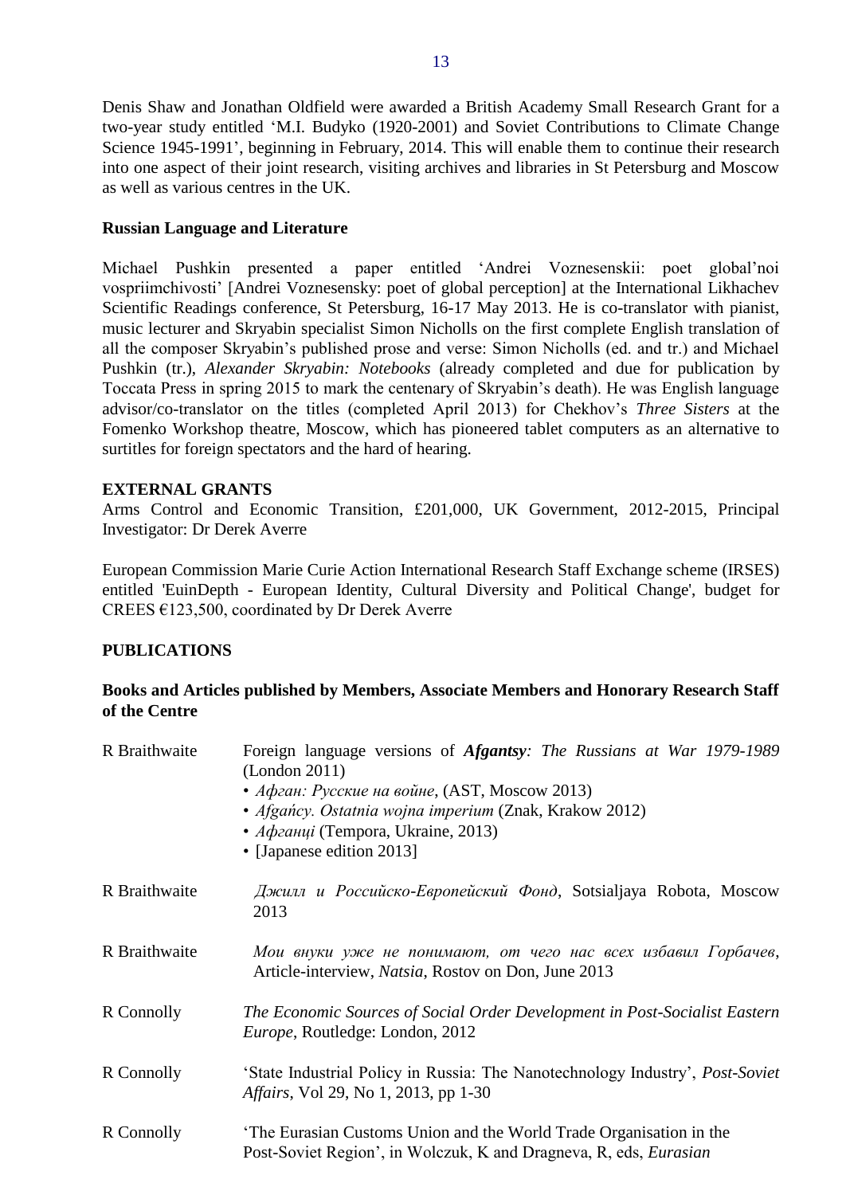Denis Shaw and Jonathan Oldfield were awarded a British Academy Small Research Grant for a two-year study entitled 'M.I. Budyko (1920-2001) and Soviet Contributions to Climate Change Science 1945-1991', beginning in February, 2014. This will enable them to continue their research into one aspect of their joint research, visiting archives and libraries in St Petersburg and Moscow as well as various centres in the UK.

**Russian Language and Literature**

Michael Pushkin presented a paper entitled 'Andrei Voznesenskii: poet global'noi vospriimchivosti' [Andrei Voznesensky: poet of global perception] at the International Likhachev Scientific Readings conference, St Petersburg, 16-17 May 2013. He is co-translator with pianist, music lecturer and Skryabin specialist Simon Nicholls on the first complete English translation of all the composer Skryabin's published prose and verse: Simon Nicholls (ed. and tr.) and Michael Pushkin (tr.), *Alexander Skryabin: Notebooks* (already completed and due for publication by Toccata Press in spring 2015 to mark the centenary of Skryabin's death). He was English language advisor/co-translator on the titles (completed April 2013) for Chekhov's *Three Sisters* at the Fomenko Workshop theatre, Moscow, which has pioneered tablet computers as an alternative to surtitles for foreign spectators and the hard of hearing.

## EXTERNAL GRANTS

Arms Control and Economic Transition, £201,000, UK Government, 2012-2015, Principal Investigator: Dr Derek Averre

European Commission Marie Curie Action International Research Staff Exchange scheme (IRSES) entitled 'EuinDepth - European Identity, Cultural Diversity and Political Change', budget for CREES €123,500, coordinated by Dr Derek Averre

## PUBLICATIONS

### Books and Articles published by Members, Associate Members and Honorary Research Staff of the Centre

| | |
|---|---|
| R Braithwaite | Foreign language versions of ***Afgantsy****: The Russians at War 1979-1989* (London 2011)<br>• *Афган: Русские на войне*, (AST, Moscow 2013)<br>• *Afgańcy. Ostatnia wojna imperium* (Znak, Krakow 2012)<br>• *Афганці* (Tempora, Ukraine, 2013)<br>• [Japanese edition 2013] |
| R Braithwaite | *Джилл и Российско-Европейский Фонд*, Sotsialjaya Robota, Moscow 2013 |
| R Braithwaite | *Мои внуки уже не понимают, от чего нас всех избавил Горбачев*, Article-interview, *Natsia*, Rostov on Don, June 2013 |
| R Connolly | *The Economic Sources of Social Order Development in Post-Socialist Eastern Europe*, Routledge: London, 2012 |
| R Connolly | 'State Industrial Policy in Russia: The Nanotechnology Industry', *Post-Soviet Affairs*, Vol 29, No 1, 2013, pp 1-30 |
| R Connolly | 'The Eurasian Customs Union and the World Trade Organisation in the Post-Soviet Region', in Wolczuk, K and Dragneva, R, eds, *Eurasian* |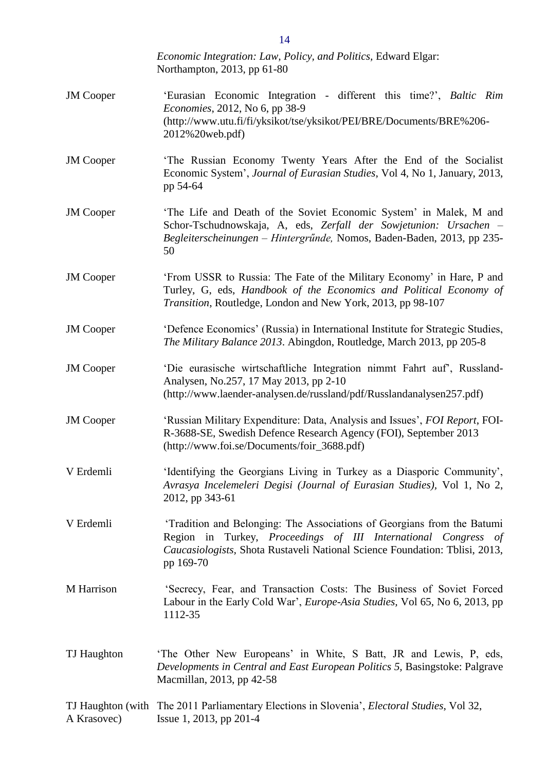*Economic Integration: Law, Policy, and Politics*, Edward Elgar: Northampton, 2013, pp 61-80

JM Cooper 'Eurasian Economic Integration - different this time?', *Baltic Rim Economies*, 2012, No 6, pp 38-9 (http://www.utu.fi/fi/yksikot/tse/yksikot/PEI/BRE/Documents/BRE%206-2012%20web.pdf)

JM Cooper 'The Russian Economy Twenty Years After the End of the Socialist Economic System', *Journal of Eurasian Studies*, Vol 4, No 1, January, 2013, pp 54-64

JM Cooper 'The Life and Death of the Soviet Economic System' in Malek, M and Schor-Tschudnowskaja, A, eds, *Zerfall der Sowjetunion: Ursachen – Begleiterscheinungen – Hintergrűnde,* Nomos, Baden-Baden, 2013, pp 235-50

JM Cooper 'From USSR to Russia: The Fate of the Military Economy' in Hare, P and Turley, G, eds, *Handbook of the Economics and Political Economy of Transition*, Routledge, London and New York, 2013, pp 98-107

JM Cooper 'Defence Economics' (Russia) in International Institute for Strategic Studies, *The Military Balance 2013*. Abingdon, Routledge, March 2013, pp 205-8

JM Cooper 'Die eurasische wirtschaftliche Integration nimmt Fahrt auf', Russland-Analysen, No.257, 17 May 2013, pp 2-10 (http://www.laender-analysen.de/russland/pdf/Russlandanalysen257.pdf)

JM Cooper 'Russian Military Expenditure: Data, Analysis and Issues', *FOI Report*, FOI-R-3688-SE, Swedish Defence Research Agency (FOI), September 2013 (http://www.foi.se/Documents/foir_3688.pdf)

V Erdemli 'Identifying the Georgians Living in Turkey as a Diasporic Community', *Avrasya Incelemeleri Degisi (Journal of Eurasian Studies),* Vol 1, No 2, 2012, pp 343-61

V Erdemli 'Tradition and Belonging: The Associations of Georgians from the Batumi Region in Turkey, *Proceedings of III International Congress of Caucasiologists*, Shota Rustaveli National Science Foundation: Tblisi, 2013, pp 169-70

M Harrison 'Secrecy, Fear, and Transaction Costs: The Business of Soviet Forced Labour in the Early Cold War', *Europe-Asia Studies*, Vol 65, No 6, 2013, pp 1112-35

TJ Haughton 'The Other New Europeans' in White, S Batt, JR and Lewis, P, eds, *Developments in Central and East European Politics 5,* Basingstoke: Palgrave Macmillan, 2013, pp 42-58

TJ Haughton (with A Krasovec) The 2011 Parliamentary Elections in Slovenia', *Electoral Studies*, Vol 32, Issue 1, 2013, pp 201-4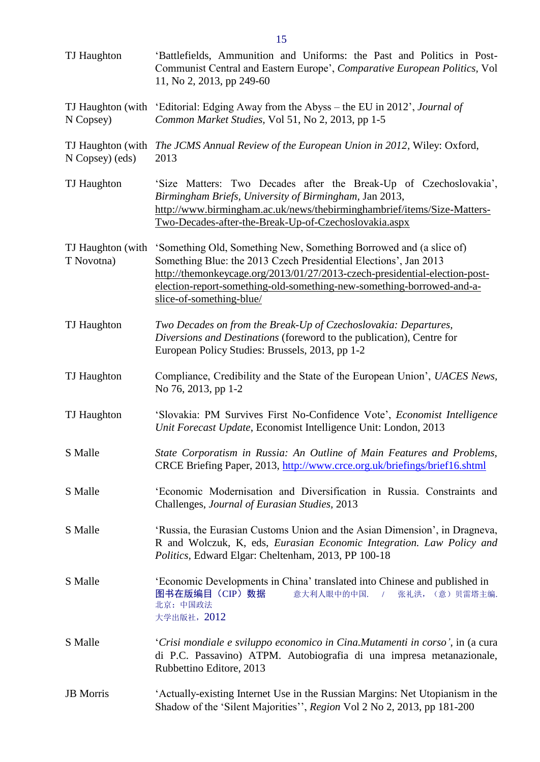| | |
|---|---|
| TJ Haughton | ‘Battlefields, Ammunition and Uniforms: the Past and Politics in Post-Communist Central and Eastern Europe’, *Comparative European Politics*, Vol 11, No 2, 2013, pp 249-60 |
| TJ Haughton (with N Copsey) | ‘Editorial: Edging Away from the Abyss – the EU in 2012’, *Journal of Common Market Studies*, Vol 51, No 2, 2013, pp 1-5 |
| TJ Haughton (with N Copsey) (eds) | *The JCMS Annual Review of the European Union in 2012*, Wiley: Oxford, 2013 |
| TJ Haughton | ‘Size Matters: Two Decades after the Break-Up of Czechoslovakia’, *Birmingham Briefs, University of Birmingham*, Jan 2013, http://www.birmingham.ac.uk/news/thebirminghambrief/items/Size-Matters-Two-Decades-after-the-Break-Up-of-Czechoslovakia.aspx |
| TJ Haughton (with T Novotna) | ‘Something Old, Something New, Something Borrowed and (a slice of) Something Blue: the 2013 Czech Presidential Elections’, Jan 2013 http://themonkeycage.org/2013/01/27/2013-czech-presidential-election-post-election-report-something-old-something-new-something-borrowed-and-a-slice-of-something-blue/ |
| TJ Haughton | *Two Decades on from the Break-Up of Czechoslovakia: Departures, Diversions and Destinations* (foreword to the publication), Centre for European Policy Studies: Brussels, 2013, pp 1-2 |
| TJ Haughton | Compliance, Credibility and the State of the European Union’, *UACES News*, No 76, 2013, pp 1-2 |
| TJ Haughton | ‘Slovakia: PM Survives First No-Confidence Vote’, *Economist Intelligence Unit Forecast Update*, Economist Intelligence Unit: London, 2013 |
| S Malle | *State Corporatism in Russia: An Outline of Main Features and Problems*, CRCE Briefing Paper, 2013, http://www.crce.org.uk/briefings/brief16.shtml |
| S Malle | ‘Economic Modernisation and Diversification in Russia. Constraints and Challenges, *Journal of Eurasian Studies*, 2013 |
| S Malle | ‘Russia, the Eurasian Customs Union and the Asian Dimension’, in Dragneva, R and Wolczuk, K, eds, *Eurasian Economic Integration. Law Policy and Politics*, Edward Elgar: Cheltenham, 2013, PP 100-18 |
| S Malle | ‘Economic Developments in China’ translated into Chinese and published in 图书在版编目（CIP）数据 意大利人眼中的中国. / 张礼洪，（意）贝雷塔主编. 北京：中国政法大学出版社，2012 |
| S Malle | ‘*Crisi mondiale e sviluppo economico in Cina.Mutamenti in corso’*, in (a cura di P.C. Passavino) ATPM. Autobiografia di una impresa metanazionale, Rubbettino Editore, 2013 |
| JB Morris | ‘Actually-existing Internet Use in the Russian Margins: Net Utopianism in the Shadow of the ‘Silent Majorities’’, *Region* Vol 2 No 2, 2013, pp 181-200 |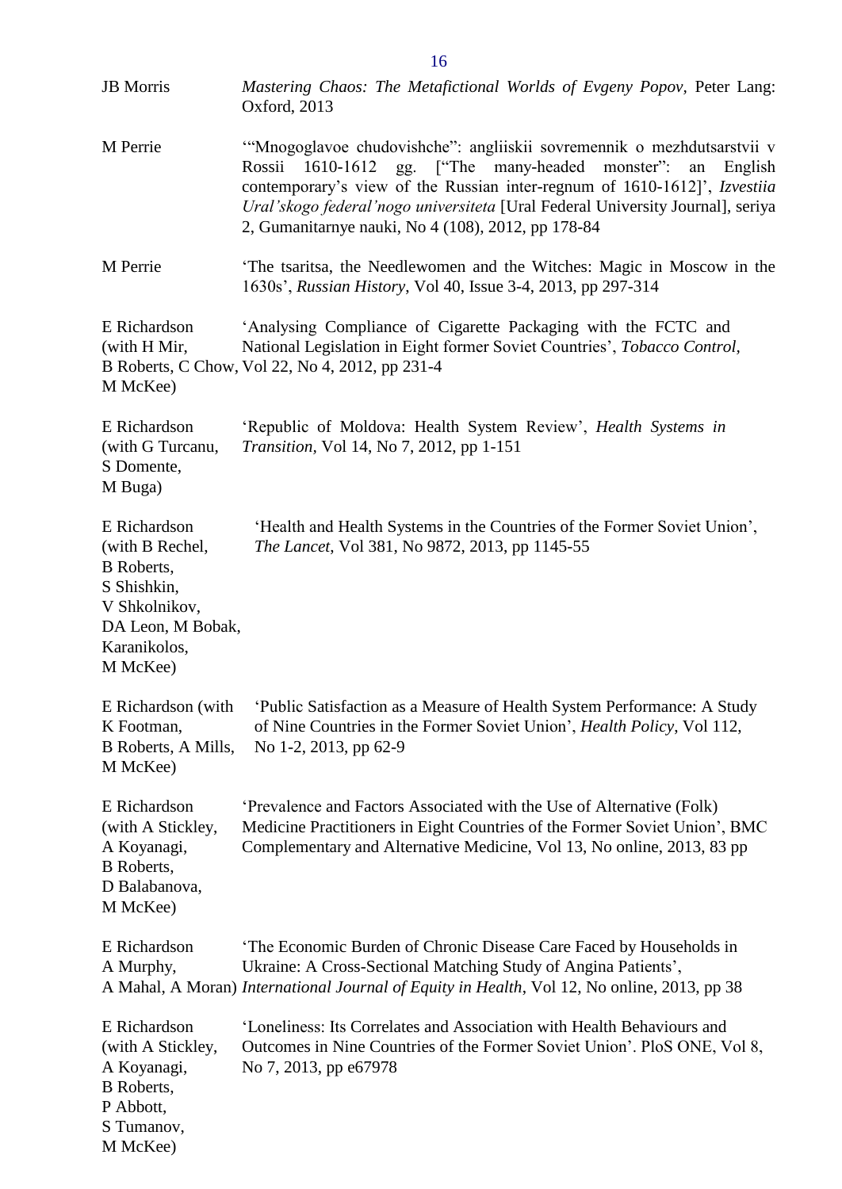JB Morris — *Mastering Chaos: The Metafictional Worlds of Evgeny Popov*, Peter Lang: Oxford, 2013

M Perrie — '"Mnogoglavoe chudovishche": angliiskii sovremennik o mezhdutsarstvii v Rossii 1610-1612 gg. ["The many-headed monster": an English contemporary's view of the Russian inter-regnum of 1610-1612]', *Izvestiia Ural'skogo federal'nogo universiteta* [Ural Federal University Journal], seriya 2, Gumanitarnye nauki, No 4 (108), 2012, pp 178-84

M Perrie — 'The tsaritsa, the Needlewomen and the Witches: Magic in Moscow in the 1630s', *Russian History*, Vol 40, Issue 3-4, 2013, pp 297-314

E Richardson (with H Mir, B Roberts, C Chow, M McKee) — 'Analysing Compliance of Cigarette Packaging with the FCTC and National Legislation in Eight former Soviet Countries', *Tobacco Control*, Vol 22, No 4, 2012, pp 231-4

E Richardson (with G Turcanu, S Domente, M Buga) — 'Republic of Moldova: Health System Review', *Health Systems in Transition*, Vol 14, No 7, 2012, pp 1-151

E Richardson (with B Rechel, B Roberts, S Shishkin, V Shkolnikov, DA Leon, M Bobak, Karanikolos, M McKee) — 'Health and Health Systems in the Countries of the Former Soviet Union', *The Lancet*, Vol 381, No 9872, 2013, pp 1145-55

E Richardson (with K Footman, B Roberts, A Mills, M McKee) — 'Public Satisfaction as a Measure of Health System Performance: A Study of Nine Countries in the Former Soviet Union', *Health Policy*, Vol 112, No 1-2, 2013, pp 62-9

E Richardson (with A Stickley, A Koyanagi, B Roberts, D Balabanova, M McKee) — 'Prevalence and Factors Associated with the Use of Alternative (Folk) Medicine Practitioners in Eight Countries of the Former Soviet Union', BMC Complementary and Alternative Medicine, Vol 13, No online, 2013, 83 pp

E Richardson A Murphy, A Mahal, A Moran) — 'The Economic Burden of Chronic Disease Care Faced by Households in Ukraine: A Cross-Sectional Matching Study of Angina Patients', *International Journal of Equity in Health*, Vol 12, No online, 2013, pp 38

E Richardson (with A Stickley, A Koyanagi, B Roberts, P Abbott, S Tumanov, M McKee) — 'Loneliness: Its Correlates and Association with Health Behaviours and Outcomes in Nine Countries of the Former Soviet Union'. PloS ONE, Vol 8, No 7, 2013, pp e67978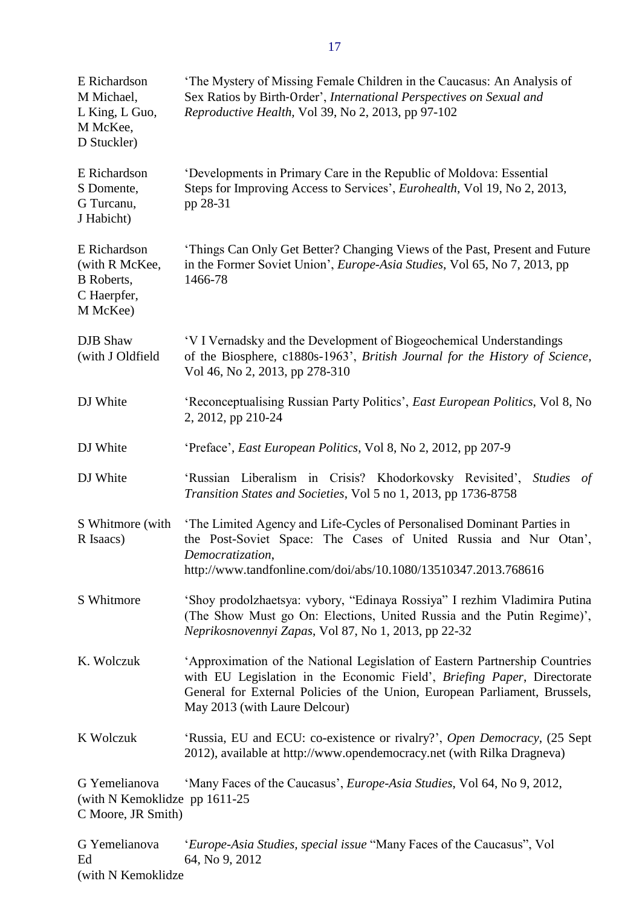| | |
|---|---|
| E Richardson M Michael, L King, L Guo, M McKee, D Stuckler) | 'The Mystery of Missing Female Children in the Caucasus: An Analysis of Sex Ratios by Birth-Order', *International Perspectives on Sexual and Reproductive Health*, Vol 39, No 2, 2013, pp 97-102 |
| E Richardson S Domente, G Turcanu, J Habicht) | 'Developments in Primary Care in the Republic of Moldova: Essential Steps for Improving Access to Services', *Eurohealth*, Vol 19, No 2, 2013, pp 28-31 |
| E Richardson (with R McKee, B Roberts, C Haerpfer, M McKee) | 'Things Can Only Get Better? Changing Views of the Past, Present and Future in the Former Soviet Union', *Europe-Asia Studies*, Vol 65, No 7, 2013, pp 1466-78 |
| DJB Shaw (with J Oldfield | 'V I Vernadsky and the Development of Biogeochemical Understandings of the Biosphere, c1880s-1963', *British Journal for the History of Science*, Vol 46, No 2, 2013, pp 278-310 |
| DJ White | 'Reconceptualising Russian Party Politics', *East European Politics*, Vol 8, No 2, 2012, pp 210-24 |
| DJ White | 'Preface', *East European Politics*, Vol 8, No 2, 2012, pp 207-9 |
| DJ White | 'Russian Liberalism in Crisis? Khodorkovsky Revisited', *Studies of Transition States and Societies*, Vol 5 no 1, 2013, pp 1736-8758 |
| S Whitmore (with R Isaacs) | 'The Limited Agency and Life-Cycles of Personalised Dominant Parties in the Post-Soviet Space: The Cases of United Russia and Nur Otan', *Democratization*, http://www.tandfonline.com/doi/abs/10.1080/13510347.2013.768616 |
| S Whitmore | 'Shoy prodolzhaetsya: vybory, "Edinaya Rossiya" I rezhim Vladimira Putina (The Show Must go On: Elections, United Russia and the Putin Regime)', *Neprikosnovennyi Zapas*, Vol 87, No 1, 2013, pp 22-32 |
| K. Wolczuk | 'Approximation of the National Legislation of Eastern Partnership Countries with EU Legislation in the Economic Field', *Briefing Paper*, Directorate General for External Policies of the Union, European Parliament, Brussels, May 2013 (with Laure Delcour) |
| K Wolczuk | 'Russia, EU and ECU: co-existence or rivalry?', *Open Democracy*, (25 Sept 2012), available at http://www.opendemocracy.net (with Rilka Dragneva) |
| G Yemelianova (with N Kemoklidze C Moore, JR Smith) | 'Many Faces of the Caucasus', *Europe-Asia Studies*, Vol 64, No 9, 2012, pp 1611-25 |
| G Yemelianova Ed (with N Kemoklidze | '*Europe-Asia Studies, special issue* "Many Faces of the Caucasus", Vol 64, No 9, 2012 |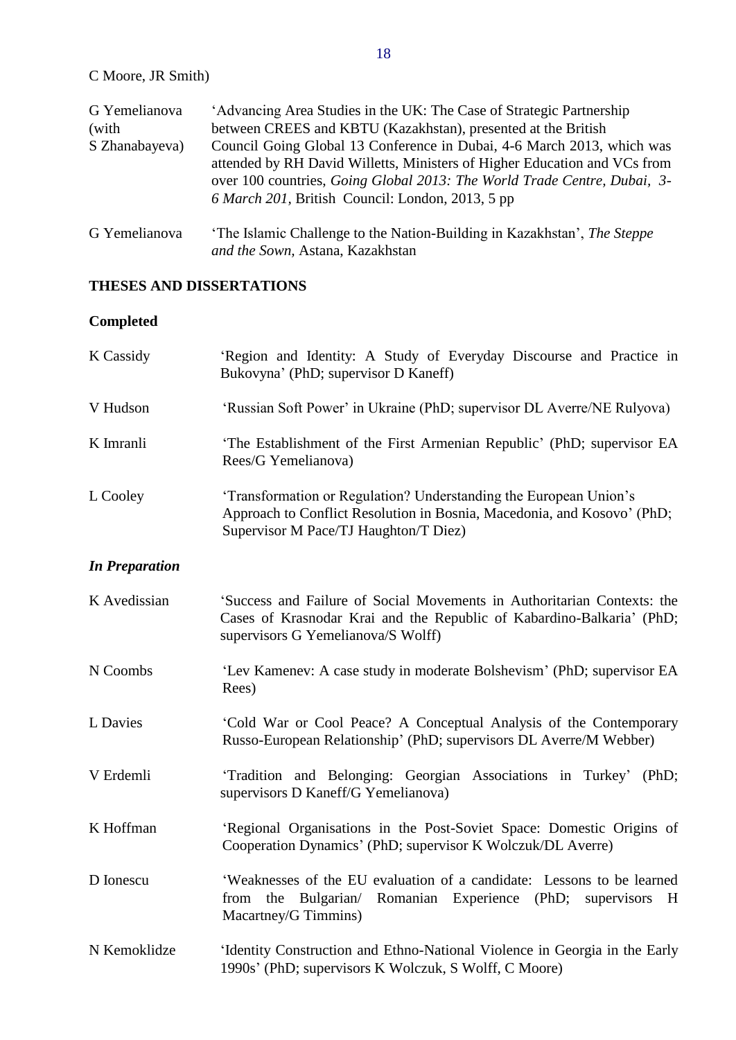C Moore, JR Smith)

G Yemelianova (with S Zhanabayeva) ‘Advancing Area Studies in the UK: The Case of Strategic Partnership between CREES and KBTU (Kazakhstan), presented at the British Council Going Global 13 Conference in Dubai, 4-6 March 2013, which was attended by RH David Willetts, Ministers of Higher Education and VCs from over 100 countries, *Going Global 2013: The World Trade Centre, Dubai, 3-6 March 201*, British Council: London, 2013, 5 pp

G Yemelianova ‘The Islamic Challenge to the Nation-Building in Kazakhstan’, *The Steppe and the Sown*, Astana, Kazakhstan

**THESES AND DISSERTATIONS**

**Completed**

K Cassidy ‘Region and Identity: A Study of Everyday Discourse and Practice in Bukovyna’ (PhD; supervisor D Kaneff)

V Hudson ‘Russian Soft Power’ in Ukraine (PhD; supervisor DL Averre/NE Rulyova)

K Imranli ‘The Establishment of the First Armenian Republic’ (PhD; supervisor EA Rees/G Yemelianova)

L Cooley ‘Transformation or Regulation? Understanding the European Union’s Approach to Conflict Resolution in Bosnia, Macedonia, and Kosovo’ (PhD; Supervisor M Pace/TJ Haughton/T Diez)

***In Preparation***

K Avedissian ‘Success and Failure of Social Movements in Authoritarian Contexts: the Cases of Krasnodar Krai and the Republic of Kabardino-Balkaria’ (PhD; supervisors G Yemelianova/S Wolff)

N Coombs ‘Lev Kamenev: A case study in moderate Bolshevism’ (PhD; supervisor EA Rees)

L Davies ‘Cold War or Cool Peace? A Conceptual Analysis of the Contemporary Russo-European Relationship’ (PhD; supervisors DL Averre/M Webber)

V Erdemli ‘Tradition and Belonging: Georgian Associations in Turkey’ (PhD; supervisors D Kaneff/G Yemelianova)

K Hoffman ‘Regional Organisations in the Post-Soviet Space: Domestic Origins of Cooperation Dynamics’ (PhD; supervisor K Wolczuk/DL Averre)

D Ionescu ‘Weaknesses of the EU evaluation of a candidate: Lessons to be learned from the Bulgarian/ Romanian Experience (PhD; supervisors H Macartney/G Timmins)

N Kemoklidze ‘Identity Construction and Ethno-National Violence in Georgia in the Early 1990s’ (PhD; supervisors K Wolczuk, S Wolff, C Moore)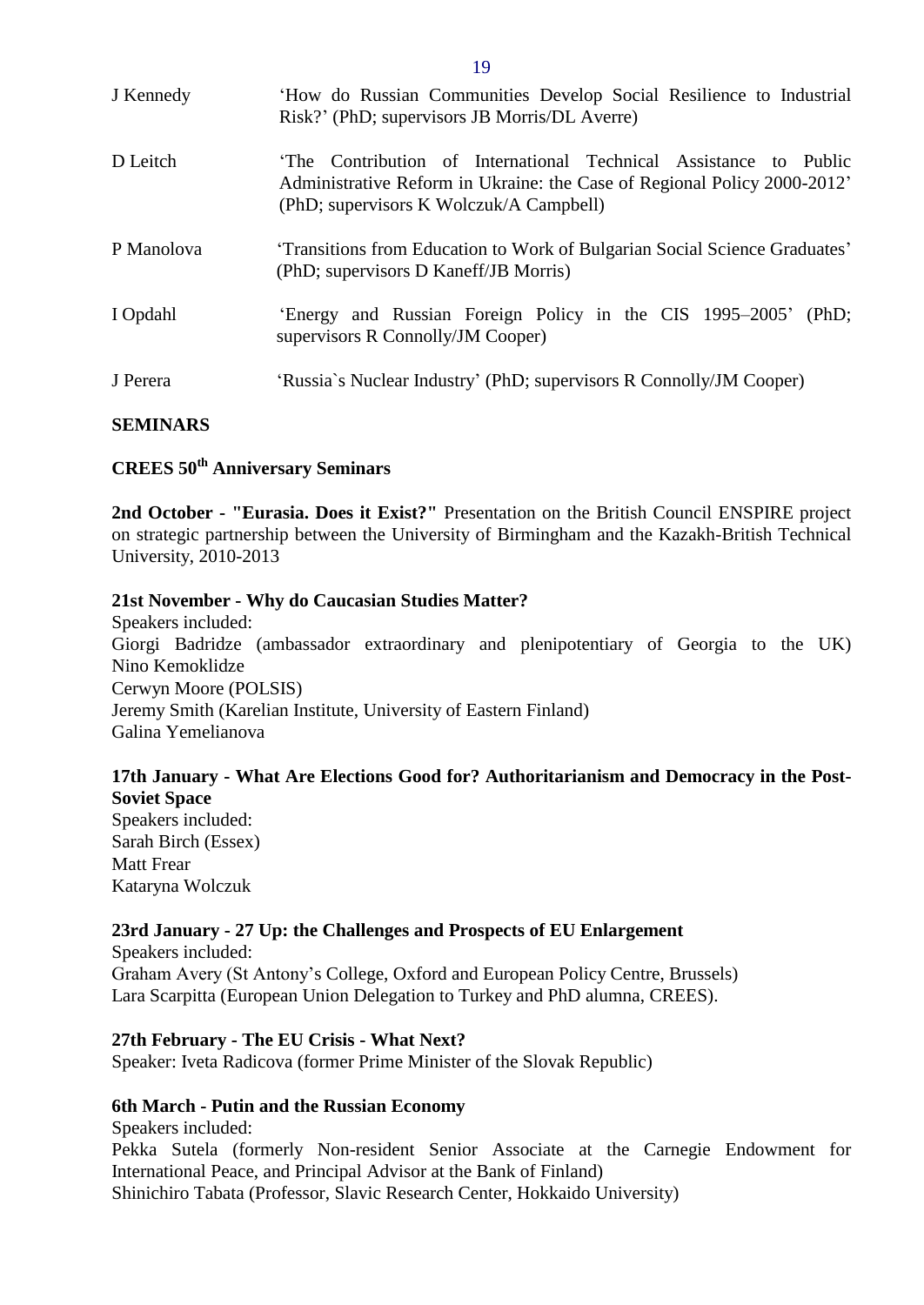J Kennedy — 'How do Russian Communities Develop Social Resilience to Industrial Risk?' (PhD; supervisors JB Morris/DL Averre)

D Leitch — 'The Contribution of International Technical Assistance to Public Administrative Reform in Ukraine: the Case of Regional Policy 2000-2012' (PhD; supervisors K Wolczuk/A Campbell)

P Manolova — 'Transitions from Education to Work of Bulgarian Social Science Graduates' (PhD; supervisors D Kaneff/JB Morris)

I Opdahl — 'Energy and Russian Foreign Policy in the CIS 1995–2005' (PhD; supervisors R Connolly/JM Cooper)

J Perera — 'Russia`s Nuclear Industry' (PhD; supervisors R Connolly/JM Cooper)

## SEMINARS

### CREES 50th Anniversary Seminars

**2nd October - "Eurasia. Does it Exist?"** Presentation on the British Council ENSPIRE project on strategic partnership between the University of Birmingham and the Kazakh-British Technical University, 2010-2013

**21st November - Why do Caucasian Studies Matter?**
Speakers included:
Giorgi Badridze (ambassador extraordinary and plenipotentiary of Georgia to the UK)
Nino Kemoklidze
Cerwyn Moore (POLSIS)
Jeremy Smith (Karelian Institute, University of Eastern Finland)
Galina Yemelianova

**17th January - What Are Elections Good for? Authoritarianism and Democracy in the Post-Soviet Space**
Speakers included:
Sarah Birch (Essex)
Matt Frear
Kataryna Wolczuk

**23rd January - 27 Up: the Challenges and Prospects of EU Enlargement**
Speakers included:
Graham Avery (St Antony's College, Oxford and European Policy Centre, Brussels)
Lara Scarpitta (European Union Delegation to Turkey and PhD alumna, CREES).

**27th February - The EU Crisis - What Next?**
Speaker: Iveta Radicova (former Prime Minister of the Slovak Republic)

**6th March - Putin and the Russian Economy**
Speakers included:
Pekka Sutela (formerly Non-resident Senior Associate at the Carnegie Endowment for International Peace, and Principal Advisor at the Bank of Finland)
Shinichiro Tabata (Professor, Slavic Research Center, Hokkaido University)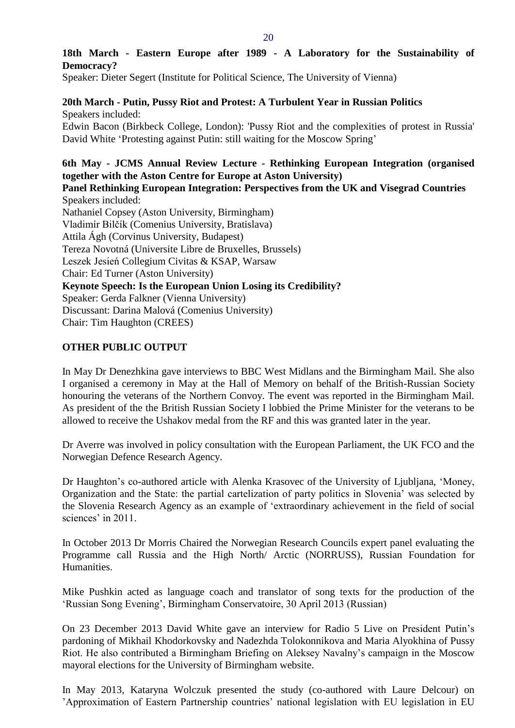**18th March - Eastern Europe after 1989 - A Laboratory for the Sustainability of Democracy?**
Speaker: Dieter Segert (Institute for Political Science, The University of Vienna)

**20th March - Putin, Pussy Riot and Protest: A Turbulent Year in Russian Politics**
Speakers included:
Edwin Bacon (Birkbeck College, London): 'Pussy Riot and the complexities of protest in Russia' David White 'Protesting against Putin: still waiting for the Moscow Spring'

**6th May - JCMS Annual Review Lecture - Rethinking European Integration (organised together with the Aston Centre for Europe at Aston University)**
**Panel Rethinking European Integration: Perspectives from the UK and Visegrad Countries**
Speakers included:
Nathaniel Copsey (Aston University, Birmingham)
Vladimír Bilčík (Comenius University, Bratislava)
Attila Ágh (Corvinus University, Budapest)
Tereza Novotná (Universite Libre de Bruxelles, Brussels)
Leszek Jesień Collegium Civitas & KSAP, Warsaw
Chair: Ed Turner (Aston University)
**Keynote Speech: Is the European Union Losing its Credibility?**
Speaker: Gerda Falkner (Vienna University)
Discussant: Darina Malová (Comenius University)
Chair: Tim Haughton (CREES)

**OTHER PUBLIC OUTPUT**

In May Dr Denezhkina gave interviews to BBC West Midlans and the Birmingham Mail. She also I organised a ceremony in May at the Hall of Memory on behalf of the British-Russian Society honouring the veterans of the Northern Convoy. The event was reported in the Birmingham Mail. As president of the the British Russian Society I lobbied the Prime Minister for the veterans to be allowed to receive the Ushakov medal from the RF and this was granted later in the year.

Dr Averre was involved in policy consultation with the European Parliament, the UK FCO and the Norwegian Defence Research Agency.

Dr Haughton's co-authored article with Alenka Krasovec of the University of Ljubljana, 'Money, Organization and the State: the partial cartelization of party politics in Slovenia' was selected by the Slovenia Research Agency as an example of 'extraordinary achievement in the field of social sciences' in 2011.

In October 2013 Dr Morris Chaired the Norwegian Research Councils expert panel evaluating the Programme call Russia and the High North/ Arctic (NORRUSS), Russian Foundation for Humanities.

Mike Pushkin acted as language coach and translator of song texts for the production of the 'Russian Song Evening', Birmingham Conservatoire, 30 April 2013 (Russian)

On 23 December 2013 David White gave an interview for Radio 5 Live on President Putin's pardoning of Mikhail Khodorkovsky and Nadezhda Tolokonnikova and Maria Alyokhina of Pussy Riot. He also contributed a Birmingham Briefing on Aleksey Navalny's campaign in the Moscow mayoral elections for the University of Birmingham website.

In May 2013, Kataryna Wolczuk presented the study (co-authored with Laure Delcour) on 'Approximation of Eastern Partnership countries' national legislation with EU legislation in EU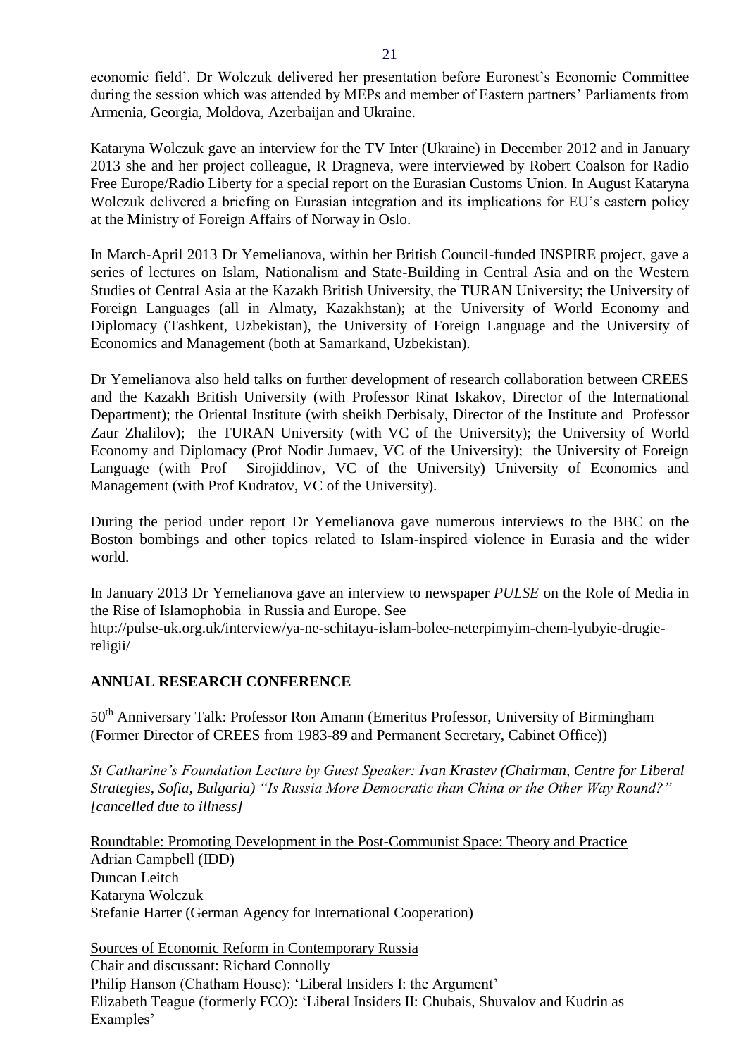economic field'. Dr Wolczuk delivered her presentation before Euronest's Economic Committee during the session which was attended by MEPs and member of Eastern partners' Parliaments from Armenia, Georgia, Moldova, Azerbaijan and Ukraine.

Kataryna Wolczuk gave an interview for the TV Inter (Ukraine) in December 2012 and in January 2013 she and her project colleague, R Dragneva, were interviewed by Robert Coalson for Radio Free Europe/Radio Liberty for a special report on the Eurasian Customs Union. In August Kataryna Wolczuk delivered a briefing on Eurasian integration and its implications for EU's eastern policy at the Ministry of Foreign Affairs of Norway in Oslo.

In March-April 2013 Dr Yemelianova, within her British Council-funded INSPIRE project, gave a series of lectures on Islam, Nationalism and State-Building in Central Asia and on the Western Studies of Central Asia at the Kazakh British University, the TURAN University; the University of Foreign Languages (all in Almaty, Kazakhstan); at the University of World Economy and Diplomacy (Tashkent, Uzbekistan), the University of Foreign Language and the University of Economics and Management (both at Samarkand, Uzbekistan).

Dr Yemelianova also held talks on further development of research collaboration between CREES and the Kazakh British University (with Professor Rinat Iskakov, Director of the International Department); the Oriental Institute (with sheikh Derbisaly, Director of the Institute and Professor Zaur Zhalilov); the TURAN University (with VC of the University); the University of World Economy and Diplomacy (Prof Nodir Jumaev, VC of the University); the University of Foreign Language (with Prof Sirojiddinov, VC of the University) University of Economics and Management (with Prof Kudratov, VC of the University).

During the period under report Dr Yemelianova gave numerous interviews to the BBC on the Boston bombings and other topics related to Islam-inspired violence in Eurasia and the wider world.

In January 2013 Dr Yemelianova gave an interview to newspaper *PULSE* on the Role of Media in the Rise of Islamophobia in Russia and Europe. See http://pulse-uk.org.uk/interview/ya-ne-schitayu-islam-bolee-neterpimyim-chem-lyubyie-drugie-religii/

## ANNUAL RESEARCH CONFERENCE

50th Anniversary Talk: Professor Ron Amann (Emeritus Professor, University of Birmingham (Former Director of CREES from 1983-89 and Permanent Secretary, Cabinet Office))

*St Catharine's Foundation Lecture by Guest Speaker: Ivan Krastev (Chairman, Centre for Liberal Strategies, Sofia, Bulgaria) "Is Russia More Democratic than China or the Other Way Round?" [cancelled due to illness]*

Roundtable: Promoting Development in the Post-Communist Space: Theory and Practice
Adrian Campbell (IDD)
Duncan Leitch
Kataryna Wolczuk
Stefanie Harter (German Agency for International Cooperation)

Sources of Economic Reform in Contemporary Russia
Chair and discussant: Richard Connolly
Philip Hanson (Chatham House): 'Liberal Insiders I: the Argument'
Elizabeth Teague (formerly FCO): 'Liberal Insiders II: Chubais, Shuvalov and Kudrin as Examples'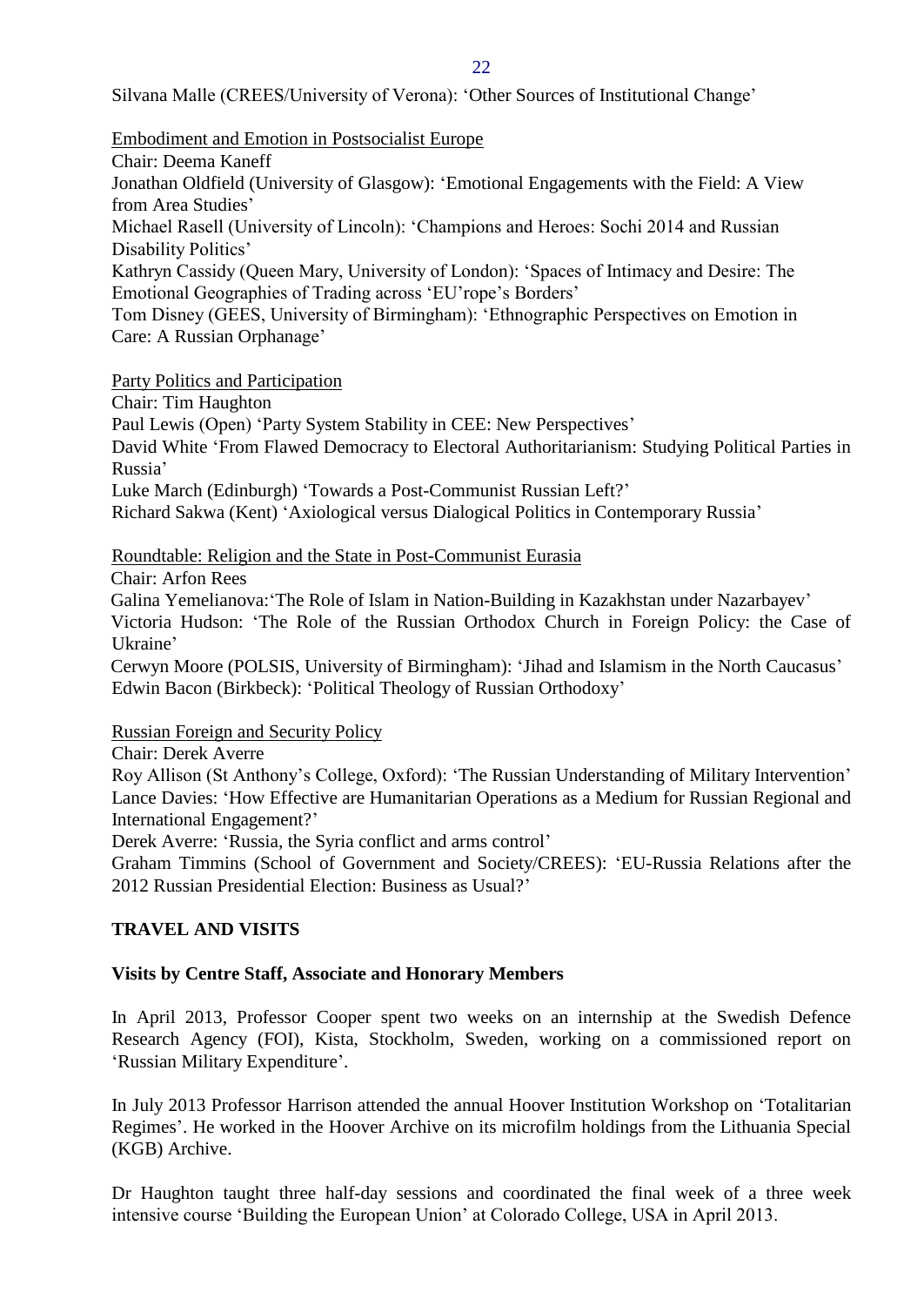Silvana Malle (CREES/University of Verona): 'Other Sources of Institutional Change'

Embodiment and Emotion in Postsocialist Europe

Chair: Deema Kaneff
Jonathan Oldfield (University of Glasgow): 'Emotional Engagements with the Field: A View from Area Studies'
Michael Rasell (University of Lincoln): 'Champions and Heroes: Sochi 2014 and Russian Disability Politics'
Kathryn Cassidy (Queen Mary, University of London): 'Spaces of Intimacy and Desire: The Emotional Geographies of Trading across 'EU'rope's Borders'
Tom Disney (GEES, University of Birmingham): 'Ethnographic Perspectives on Emotion in Care: A Russian Orphanage'

Party Politics and Participation

Chair: Tim Haughton
Paul Lewis (Open) 'Party System Stability in CEE: New Perspectives'
David White 'From Flawed Democracy to Electoral Authoritarianism: Studying Political Parties in Russia'
Luke March (Edinburgh) 'Towards a Post-Communist Russian Left?'
Richard Sakwa (Kent) 'Axiological versus Dialogical Politics in Contemporary Russia'

Roundtable: Religion and the State in Post-Communist Eurasia

Chair: Arfon Rees
Galina Yemelianova:'The Role of Islam in Nation-Building in Kazakhstan under Nazarbayev'
Victoria Hudson: 'The Role of the Russian Orthodox Church in Foreign Policy: the Case of Ukraine'
Cerwyn Moore (POLSIS, University of Birmingham): 'Jihad and Islamism in the North Caucasus'
Edwin Bacon (Birkbeck): 'Political Theology of Russian Orthodoxy'

Russian Foreign and Security Policy

Chair: Derek Averre
Roy Allison (St Anthony's College, Oxford): 'The Russian Understanding of Military Intervention'
Lance Davies: 'How Effective are Humanitarian Operations as a Medium for Russian Regional and International Engagement?'
Derek Averre: 'Russia, the Syria conflict and arms control'
Graham Timmins (School of Government and Society/CREES): 'EU-Russia Relations after the 2012 Russian Presidential Election: Business as Usual?'

## TRAVEL AND VISITS

### Visits by Centre Staff, Associate and Honorary Members

In April 2013, Professor Cooper spent two weeks on an internship at the Swedish Defence Research Agency (FOI), Kista, Stockholm, Sweden, working on a commissioned report on 'Russian Military Expenditure'.

In July 2013 Professor Harrison attended the annual Hoover Institution Workshop on 'Totalitarian Regimes'. He worked in the Hoover Archive on its microfilm holdings from the Lithuania Special (KGB) Archive.

Dr Haughton taught three half-day sessions and coordinated the final week of a three week intensive course 'Building the European Union' at Colorado College, USA in April 2013.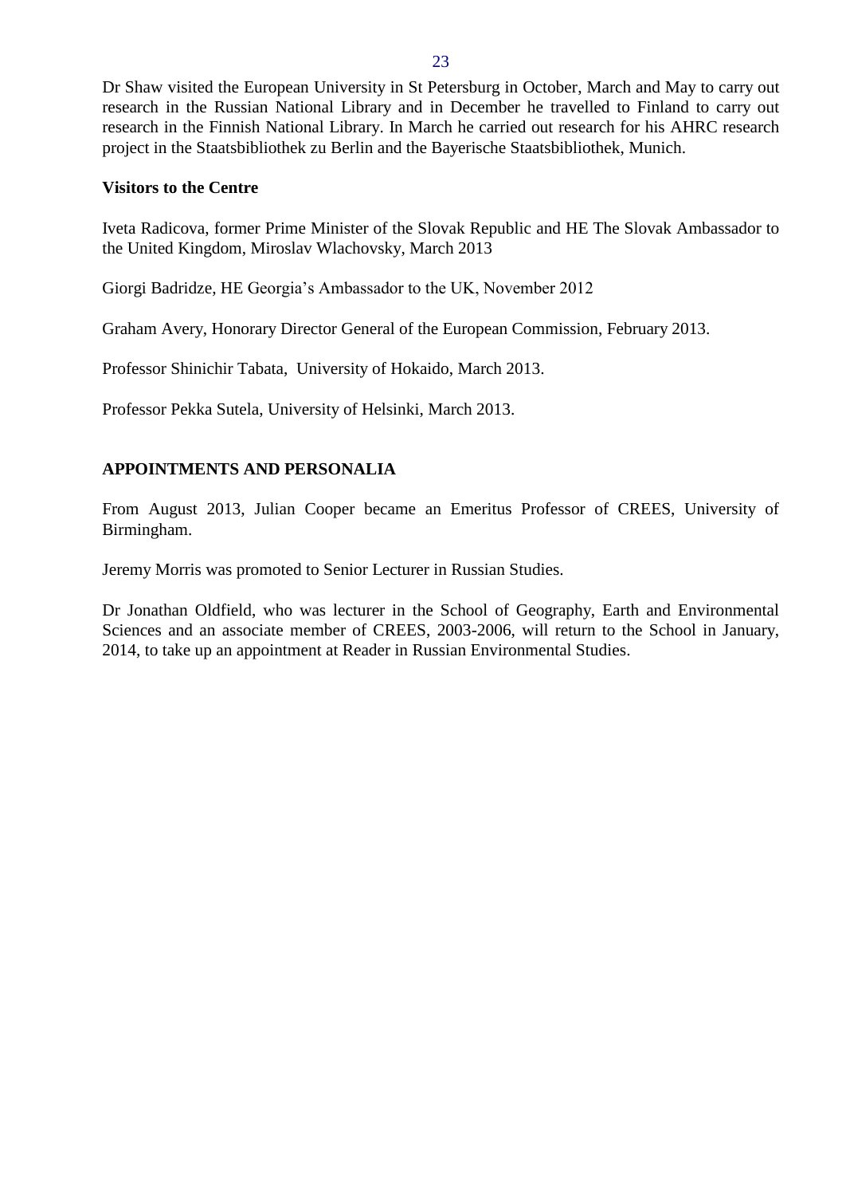Dr Shaw visited the European University in St Petersburg in October, March and May to carry out research in the Russian National Library and in December he travelled to Finland to carry out research in the Finnish National Library. In March he carried out research for his AHRC research project in the Staatsbibliothek zu Berlin and the Bayerische Staatsbibliothek, Munich.

**Visitors to the Centre**

Iveta Radicova, former Prime Minister of the Slovak Republic and HE The Slovak Ambassador to the United Kingdom, Miroslav Wlachovsky, March 2013

Giorgi Badridze, HE Georgia's Ambassador to the UK, November 2012

Graham Avery, Honorary Director General of the European Commission, February 2013.

Professor Shinichir Tabata, University of Hokaido, March 2013.

Professor Pekka Sutela, University of Helsinki, March 2013.

## APPOINTMENTS AND PERSONALIA

From August 2013, Julian Cooper became an Emeritus Professor of CREES, University of Birmingham.

Jeremy Morris was promoted to Senior Lecturer in Russian Studies.

Dr Jonathan Oldfield, who was lecturer in the School of Geography, Earth and Environmental Sciences and an associate member of CREES, 2003-2006, will return to the School in January, 2014, to take up an appointment at Reader in Russian Environmental Studies.